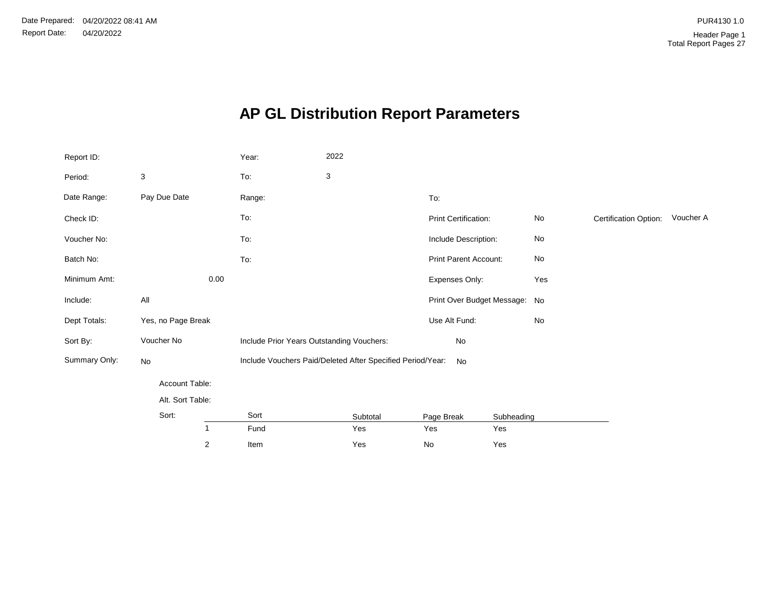Date Prepared: 04/20/2022 08:41 AM

Report Date: 04/20/2022

PUR4130 1.0

Header Page 1
Total Report Pages 27

# AP GL Distribution Report Parameters

| | | | | | | | |
|---|---|---|---|---|---|---|---|
| Report ID: | | Year: | 2022 | | | | |
| Period: | 3 | To: | 3 | | | | |
| Date Range: | Pay Due Date | Range: | | To: | | | |
| Check ID: | | To: | | Print Certification: | No | Certification Option: | Voucher A |
| Voucher No: | | To: | | Include Description: | No | | |
| Batch No: | | To: | | Print Parent Account: | No | | |
| Minimum Amt: | 0.00 | | | Expenses Only: | Yes | | |
| Include: | All | | | Print Over Budget Message: | No | | |
| Dept Totals: | Yes, no Page Break | | | Use Alt Fund: | No | | |
| Sort By: | Voucher No | Include Prior Years Outstanding Vouchers: | | No | | | |
| Summary Only: | No | Include Vouchers Paid/Deleted After Specified Period/Year: | | No | | | |

Account Table:

Alt. Sort Table:

Sort:

| | Sort | Subtotal | Page Break | Subheading |
|---|---|---|---|---|
| 1 | Fund | Yes | Yes | Yes |
| 2 | Item | Yes | No | Yes |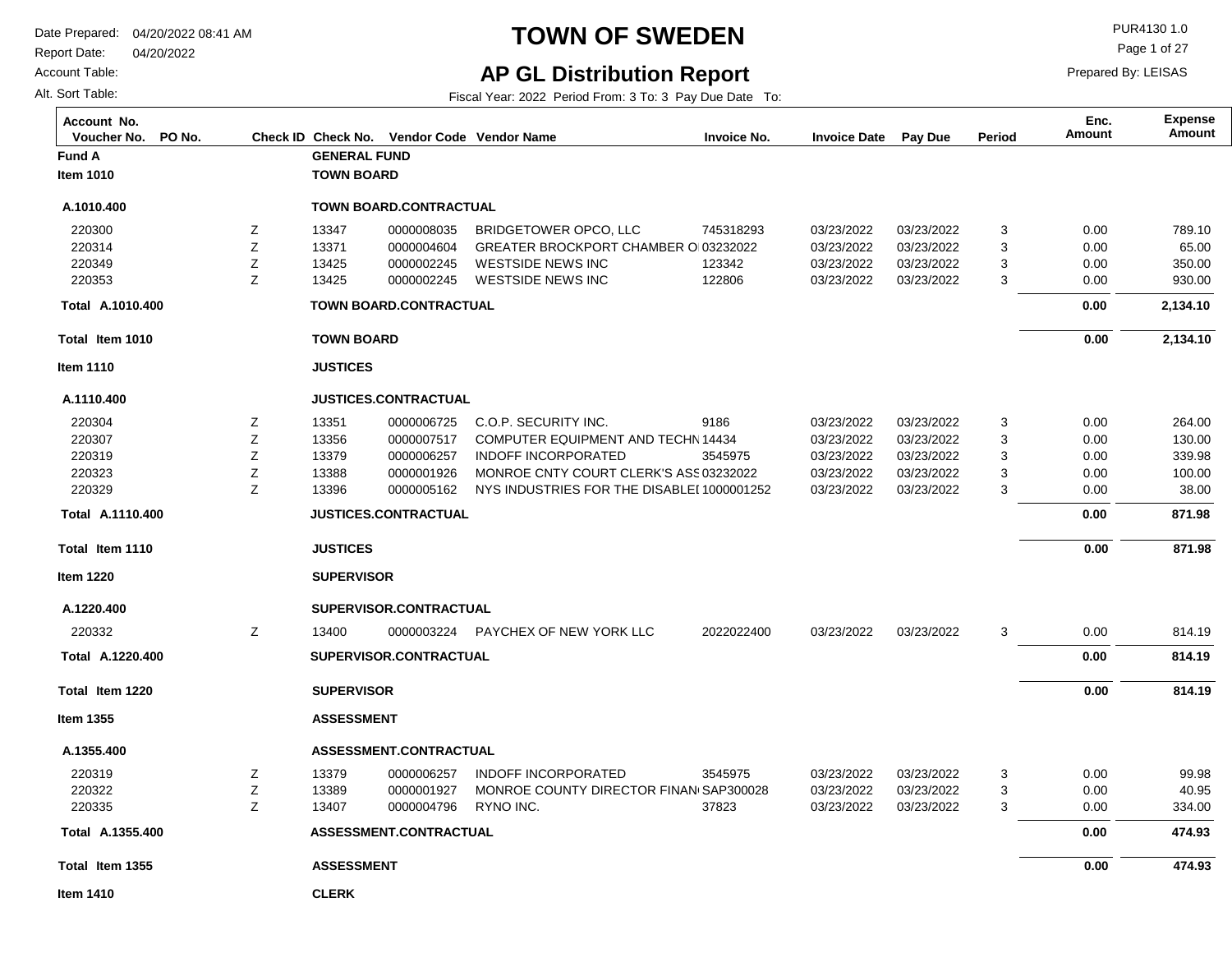# TOWN OF SWEDEN

## AP GL Distribution Report

Date Prepared: 04/20/2022 08:41 AM
Report Date: 04/20/2022
Account Table:
Alt. Sort Table:

PUR4130 1.0
Prepared By: LEISAS

Fiscal Year: 2022 Period From: 3 To: 3 Pay Due Date To:

| Account No. Voucher No. | PO No. | Check ID | Check No. | Vendor Code | Vendor Name | Invoice No. | Invoice Date | Pay Due | Period | Enc. Amount | Expense Amount |
|---|---|---|---|---|---|---|---|---|---|---|---|
| **Fund A** | | | **GENERAL FUND** | | | | | | | | |
| **Item 1010** | | | **TOWN BOARD** | | | | | | | | |
| **A.1010.400** | | | **TOWN BOARD.CONTRACTUAL** | | | | | | | | |
| 220300 | | Z | 13347 | 0000008035 | BRIDGETOWER OPCO, LLC | 745318293 | 03/23/2022 | 03/23/2022 | 3 | 0.00 | 789.10 |
| 220314 | | Z | 13371 | 0000004604 | GREATER BROCKPORT CHAMBER O | 03232022 | 03/23/2022 | 03/23/2022 | 3 | 0.00 | 65.00 |
| 220349 | | Z | 13425 | 0000002245 | WESTSIDE NEWS INC | 123342 | 03/23/2022 | 03/23/2022 | 3 | 0.00 | 350.00 |
| 220353 | | Z | 13425 | 0000002245 | WESTSIDE NEWS INC | 122806 | 03/23/2022 | 03/23/2022 | 3 | 0.00 | 930.00 |
| **Total A.1010.400** | | | **TOWN BOARD.CONTRACTUAL** | | | | | | | **0.00** | **2,134.10** |
| **Total Item 1010** | | | **TOWN BOARD** | | | | | | | **0.00** | **2,134.10** |
| **Item 1110** | | | **JUSTICES** | | | | | | | | |
| **A.1110.400** | | | **JUSTICES.CONTRACTUAL** | | | | | | | | |
| 220304 | | Z | 13351 | 0000006725 | C.O.P. SECURITY INC. | 9186 | 03/23/2022 | 03/23/2022 | 3 | 0.00 | 264.00 |
| 220307 | | Z | 13356 | 0000007517 | COMPUTER EQUIPMENT AND TECHN | 14434 | 03/23/2022 | 03/23/2022 | 3 | 0.00 | 130.00 |
| 220319 | | Z | 13379 | 0000006257 | INDOFF INCORPORATED | 3545975 | 03/23/2022 | 03/23/2022 | 3 | 0.00 | 339.98 |
| 220323 | | Z | 13388 | 0000001926 | MONROE CNTY COURT CLERK'S ASS | 03232022 | 03/23/2022 | 03/23/2022 | 3 | 0.00 | 100.00 |
| 220329 | | Z | 13396 | 0000005162 | NYS INDUSTRIES FOR THE DISABLEI | 1000001252 | 03/23/2022 | 03/23/2022 | 3 | 0.00 | 38.00 |
| **Total A.1110.400** | | | **JUSTICES.CONTRACTUAL** | | | | | | | **0.00** | **871.98** |
| **Total Item 1110** | | | **JUSTICES** | | | | | | | **0.00** | **871.98** |
| **Item 1220** | | | **SUPERVISOR** | | | | | | | | |
| **A.1220.400** | | | **SUPERVISOR.CONTRACTUAL** | | | | | | | | |
| 220332 | | Z | 13400 | 0000003224 | PAYCHEX OF NEW YORK LLC | 2022022400 | 03/23/2022 | 03/23/2022 | 3 | 0.00 | 814.19 |
| **Total A.1220.400** | | | **SUPERVISOR.CONTRACTUAL** | | | | | | | **0.00** | **814.19** |
| **Total Item 1220** | | | **SUPERVISOR** | | | | | | | **0.00** | **814.19** |
| **Item 1355** | | | **ASSESSMENT** | | | | | | | | |
| **A.1355.400** | | | **ASSESSMENT.CONTRACTUAL** | | | | | | | | |
| 220319 | | Z | 13379 | 0000006257 | INDOFF INCORPORATED | 3545975 | 03/23/2022 | 03/23/2022 | 3 | 0.00 | 99.98 |
| 220322 | | Z | 13389 | 0000001927 | MONROE COUNTY DIRECTOR FINAN | SAP300028 | 03/23/2022 | 03/23/2022 | 3 | 0.00 | 40.95 |
| 220335 | | Z | 13407 | 0000004796 | RYNO INC. | 37823 | 03/23/2022 | 03/23/2022 | 3 | 0.00 | 334.00 |
| **Total A.1355.400** | | | **ASSESSMENT.CONTRACTUAL** | | | | | | | **0.00** | **474.93** |
| **Total Item 1355** | | | **ASSESSMENT** | | | | | | | **0.00** | **474.93** |
| **Item 1410** | | | **CLERK** | | | | | | | | |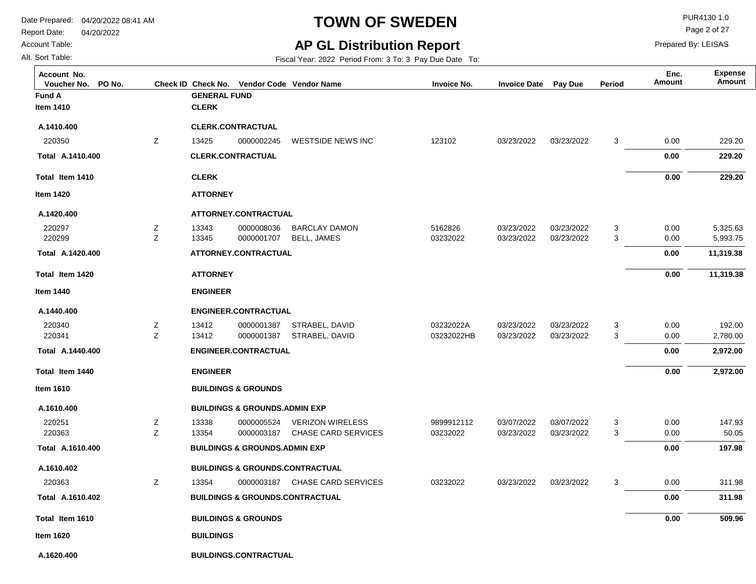# TOWN OF SWEDEN

## AP GL Distribution Report

Date Prepared: 04/20/2022 08:41 AM
Report Date: 04/20/2022
Account Table:
Alt. Sort Table:

PUR4130 1.0
Prepared By: LEISAS

Fiscal Year: 2022 Period From: 3 To: 3 Pay Due Date To:

| Account No. / Voucher No. | PO No. | Check ID | Check No. | Vendor Code | Vendor Name | Invoice No. | Invoice Date | Pay Due | Period | Enc. Amount | Expense Amount |
|---|---|---|---|---|---|---|---|---|---|---|---|
| **Fund A** | | | **GENERAL FUND** | | | | | | | | |
| **Item 1410** | | | **CLERK** | | | | | | | | |
| **A.1410.400** | | | **CLERK.CONTRACTUAL** | | | | | | | | |
| 220350 | | Z | 13425 | 0000002245 | WESTSIDE NEWS INC | 123102 | 03/23/2022 | 03/23/2022 | 3 | 0.00 | 229.20 |
| **Total A.1410.400** | | | **CLERK.CONTRACTUAL** | | | | | | | **0.00** | **229.20** |
| **Total Item 1410** | | | **CLERK** | | | | | | | **0.00** | **229.20** |
| **Item 1420** | | | **ATTORNEY** | | | | | | | | |
| **A.1420.400** | | | **ATTORNEY.CONTRACTUAL** | | | | | | | | |
| 220297 | | Z | 13343 | 0000008036 | BARCLAY DAMON | 5162826 | 03/23/2022 | 03/23/2022 | 3 | 0.00 | 5,325.63 |
| 220299 | | Z | 13345 | 0000001707 | BELL, JAMES | 03232022 | 03/23/2022 | 03/23/2022 | 3 | 0.00 | 5,993.75 |
| **Total A.1420.400** | | | **ATTORNEY.CONTRACTUAL** | | | | | | | **0.00** | **11,319.38** |
| **Total Item 1420** | | | **ATTORNEY** | | | | | | | **0.00** | **11,319.38** |
| **Item 1440** | | | **ENGINEER** | | | | | | | | |
| **A.1440.400** | | | **ENGINEER.CONTRACTUAL** | | | | | | | | |
| 220340 | | Z | 13412 | 0000001387 | STRABEL, DAVID | 03232022A | 03/23/2022 | 03/23/2022 | 3 | 0.00 | 192.00 |
| 220341 | | Z | 13412 | 0000001387 | STRABEL, DAVID | 03232022HB | 03/23/2022 | 03/23/2022 | 3 | 0.00 | 2,780.00 |
| **Total A.1440.400** | | | **ENGINEER.CONTRACTUAL** | | | | | | | **0.00** | **2,972.00** |
| **Total Item 1440** | | | **ENGINEER** | | | | | | | **0.00** | **2,972.00** |
| **Item 1610** | | | **BUILDINGS & GROUNDS** | | | | | | | | |
| **A.1610.400** | | | **BUILDINGS & GROUNDS.ADMIN EXP** | | | | | | | | |
| 220251 | | Z | 13338 | 0000005524 | VERIZON WIRELESS | 9899912112 | 03/07/2022 | 03/07/2022 | 3 | 0.00 | 147.93 |
| 220363 | | Z | 13354 | 0000003187 | CHASE CARD SERVICES | 03232022 | 03/23/2022 | 03/23/2022 | 3 | 0.00 | 50.05 |
| **Total A.1610.400** | | | **BUILDINGS & GROUNDS.ADMIN EXP** | | | | | | | **0.00** | **197.98** |
| **A.1610.402** | | | **BUILDINGS & GROUNDS.CONTRACTUAL** | | | | | | | | |
| 220363 | | Z | 13354 | 0000003187 | CHASE CARD SERVICES | 03232022 | 03/23/2022 | 03/23/2022 | 3 | 0.00 | 311.98 |
| **Total A.1610.402** | | | **BUILDINGS & GROUNDS.CONTRACTUAL** | | | | | | | **0.00** | **311.98** |
| **Total Item 1610** | | | **BUILDINGS & GROUNDS** | | | | | | | **0.00** | **509.96** |
| **Item 1620** | | | **BUILDINGS** | | | | | | | | |
| **A.1620.400** | | | **BUILDINGS.CONTRACTUAL** | | | | | | | | |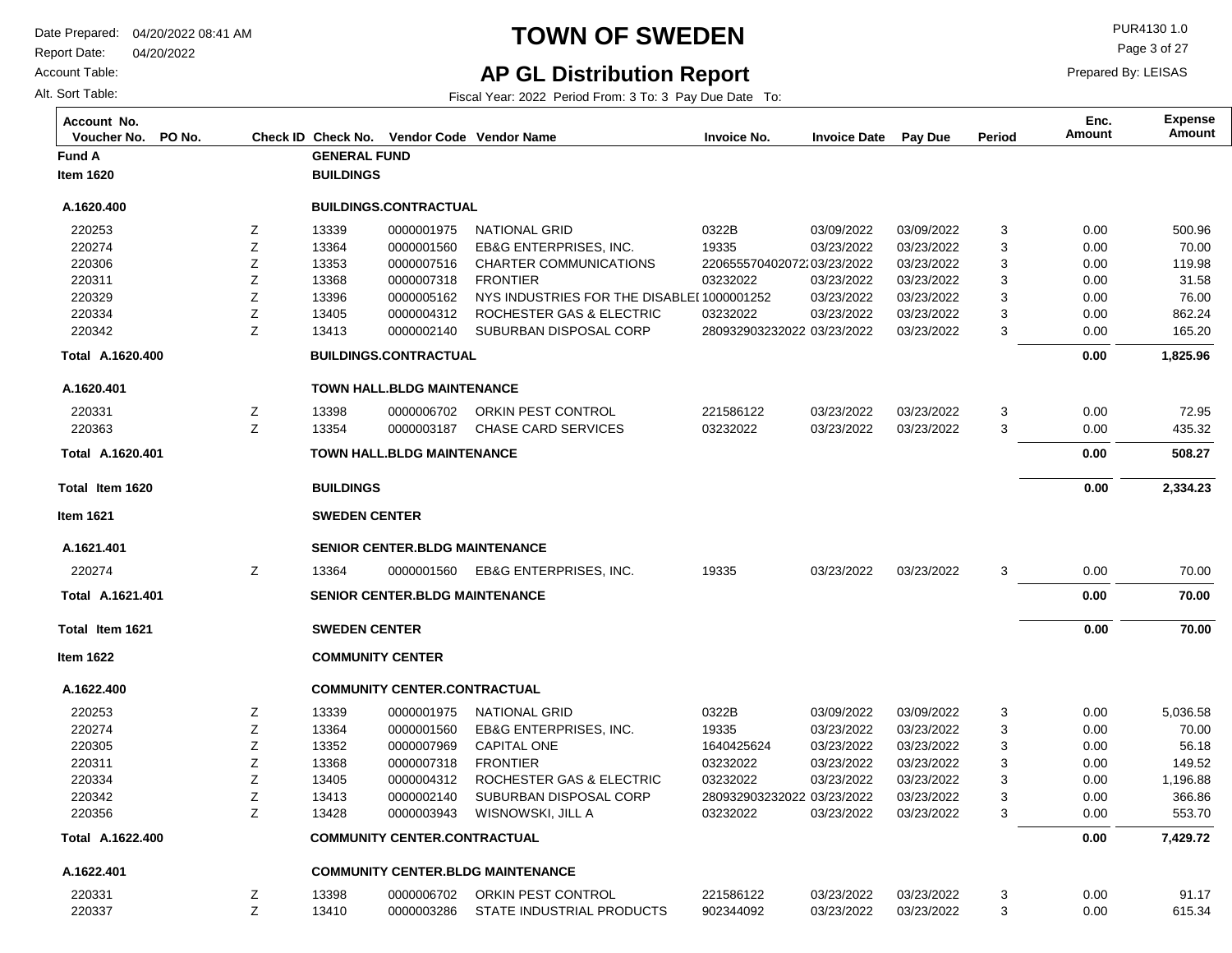# TOWN OF SWEDEN

## AP GL Distribution Report

Date Prepared: 04/20/2022 08:41 AM
Report Date: 04/20/2022
Account Table:
Alt. Sort Table:

PUR4130 1.0
Prepared By: LEISAS

Fiscal Year: 2022 Period From: 3 To: 3 Pay Due Date To:

| Account No. Voucher No. | PO No. | Check ID | Check No. | Vendor Code | Vendor Name | Invoice No. | Invoice Date | Pay Due | Period | Enc. Amount | Expense Amount |
|---|---|---|---|---|---|---|---|---|---|---|---|
| **Fund A** | | | **GENERAL FUND** | | | | | | | | |
| **Item 1620** | | | **BUILDINGS** | | | | | | | | |
| **A.1620.400** | | | **BUILDINGS.CONTRACTUAL** | | | | | | | | |
| 220253 | | Z | 13339 | 0000001975 | NATIONAL GRID | 0322B | 03/09/2022 | 03/09/2022 | 3 | 0.00 | 500.96 |
| 220274 | | Z | 13364 | 0000001560 | EB&G ENTERPRISES, INC. | 19335 | 03/23/2022 | 03/23/2022 | 3 | 0.00 | 70.00 |
| 220306 | | Z | 13353 | 0000007516 | CHARTER COMMUNICATIONS | 220655570402072 | 03/23/2022 | 03/23/2022 | 3 | 0.00 | 119.98 |
| 220311 | | Z | 13368 | 0000007318 | FRONTIER | 03232022 | 03/23/2022 | 03/23/2022 | 3 | 0.00 | 31.58 |
| 220329 | | Z | 13396 | 0000005162 | NYS INDUSTRIES FOR THE DISABLEI | 1000001252 | 03/23/2022 | 03/23/2022 | 3 | 0.00 | 76.00 |
| 220334 | | Z | 13405 | 0000004312 | ROCHESTER GAS & ELECTRIC | 03232022 | 03/23/2022 | 03/23/2022 | 3 | 0.00 | 862.24 |
| 220342 | | Z | 13413 | 0000002140 | SUBURBAN DISPOSAL CORP | 280932903232022 | 03/23/2022 | 03/23/2022 | 3 | 0.00 | 165.20 |
| **Total A.1620.400** | | | **BUILDINGS.CONTRACTUAL** | | | | | | | **0.00** | **1,825.96** |
| **A.1620.401** | | | **TOWN HALL.BLDG MAINTENANCE** | | | | | | | | |
| 220331 | | Z | 13398 | 0000006702 | ORKIN PEST CONTROL | 221586122 | 03/23/2022 | 03/23/2022 | 3 | 0.00 | 72.95 |
| 220363 | | Z | 13354 | 0000003187 | CHASE CARD SERVICES | 03232022 | 03/23/2022 | 03/23/2022 | 3 | 0.00 | 435.32 |
| **Total A.1620.401** | | | **TOWN HALL.BLDG MAINTENANCE** | | | | | | | **0.00** | **508.27** |
| **Total Item 1620** | | | **BUILDINGS** | | | | | | | **0.00** | **2,334.23** |
| **Item 1621** | | | **SWEDEN CENTER** | | | | | | | | |
| **A.1621.401** | | | **SENIOR CENTER.BLDG MAINTENANCE** | | | | | | | | |
| 220274 | | Z | 13364 | 0000001560 | EB&G ENTERPRISES, INC. | 19335 | 03/23/2022 | 03/23/2022 | 3 | 0.00 | 70.00 |
| **Total A.1621.401** | | | **SENIOR CENTER.BLDG MAINTENANCE** | | | | | | | **0.00** | **70.00** |
| **Total Item 1621** | | | **SWEDEN CENTER** | | | | | | | **0.00** | **70.00** |
| **Item 1622** | | | **COMMUNITY CENTER** | | | | | | | | |
| **A.1622.400** | | | **COMMUNITY CENTER.CONTRACTUAL** | | | | | | | | |
| 220253 | | Z | 13339 | 0000001975 | NATIONAL GRID | 0322B | 03/09/2022 | 03/09/2022 | 3 | 0.00 | 5,036.58 |
| 220274 | | Z | 13364 | 0000001560 | EB&G ENTERPRISES, INC. | 19335 | 03/23/2022 | 03/23/2022 | 3 | 0.00 | 70.00 |
| 220305 | | Z | 13352 | 0000007969 | CAPITAL ONE | 1640425624 | 03/23/2022 | 03/23/2022 | 3 | 0.00 | 56.18 |
| 220311 | | Z | 13368 | 0000007318 | FRONTIER | 03232022 | 03/23/2022 | 03/23/2022 | 3 | 0.00 | 149.52 |
| 220334 | | Z | 13405 | 0000004312 | ROCHESTER GAS & ELECTRIC | 03232022 | 03/23/2022 | 03/23/2022 | 3 | 0.00 | 1,196.88 |
| 220342 | | Z | 13413 | 0000002140 | SUBURBAN DISPOSAL CORP | 280932903232022 | 03/23/2022 | 03/23/2022 | 3 | 0.00 | 366.86 |
| 220356 | | Z | 13428 | 0000003943 | WISNOWSKI, JILL A | 03232022 | 03/23/2022 | 03/23/2022 | 3 | 0.00 | 553.70 |
| **Total A.1622.400** | | | **COMMUNITY CENTER.CONTRACTUAL** | | | | | | | **0.00** | **7,429.72** |
| **A.1622.401** | | | **COMMUNITY CENTER.BLDG MAINTENANCE** | | | | | | | | |
| 220331 | | Z | 13398 | 0000006702 | ORKIN PEST CONTROL | 221586122 | 03/23/2022 | 03/23/2022 | 3 | 0.00 | 91.17 |
| 220337 | | Z | 13410 | 0000003286 | STATE INDUSTRIAL PRODUCTS | 902344092 | 03/23/2022 | 03/23/2022 | 3 | 0.00 | 615.34 |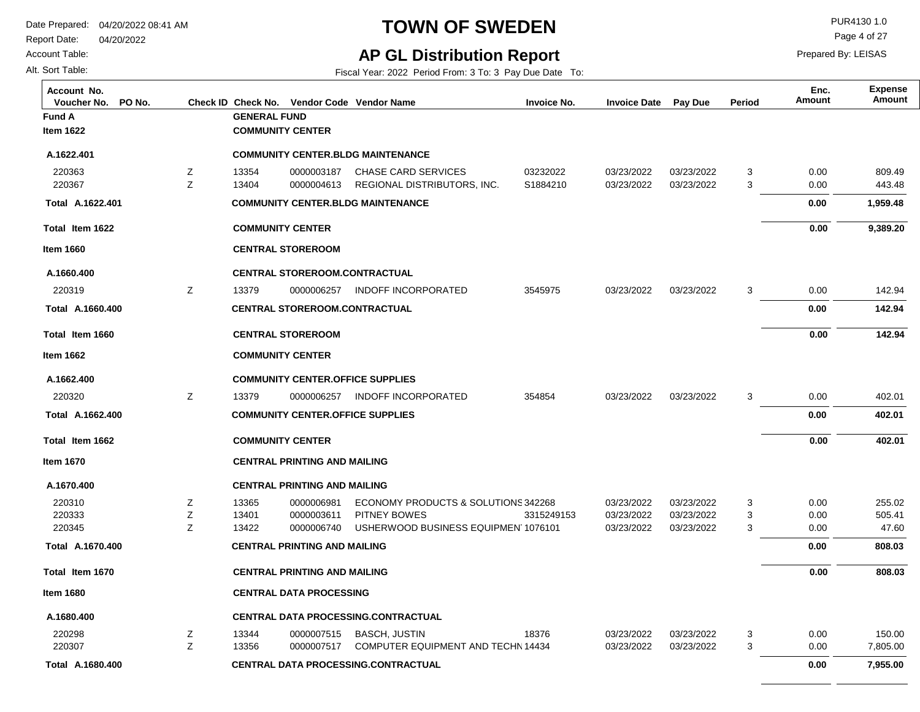# TOWN OF SWEDEN

## AP GL Distribution Report

Date Prepared: 04/20/2022 08:41 AM
Report Date: 04/20/2022
Account Table:
Alt. Sort Table:

PUR4130 1.0
Prepared By: LEISAS

Fiscal Year: 2022 Period From: 3 To: 3 Pay Due Date To:

| Account No. / Voucher No. | PO No. | Check ID | Check No. | Vendor Code | Vendor Name | Invoice No. | Invoice Date | Pay Due | Period | Enc. Amount | Expense Amount |
|---|---|---|---|---|---|---|---|---|---|---|---|
| **Fund A** | | | **GENERAL FUND** | | | | | | | | |
| **Item 1622** | | | **COMMUNITY CENTER** | | | | | | | | |
| **A.1622.401** | | | **COMMUNITY CENTER.BLDG MAINTENANCE** | | | | | | | | |
| 220363 | | Z | 13354 | 0000003187 | CHASE CARD SERVICES | 03232022 | 03/23/2022 | 03/23/2022 | 3 | 0.00 | 809.49 |
| 220367 | | Z | 13404 | 0000004613 | REGIONAL DISTRIBUTORS, INC. | S1884210 | 03/23/2022 | 03/23/2022 | 3 | 0.00 | 443.48 |
| **Total A.1622.401** | | | **COMMUNITY CENTER.BLDG MAINTENANCE** | | | | | | | **0.00** | **1,959.48** |
| **Total Item 1622** | | | **COMMUNITY CENTER** | | | | | | | **0.00** | **9,389.20** |
| **Item 1660** | | | **CENTRAL STOREROOM** | | | | | | | | |
| **A.1660.400** | | | **CENTRAL STOREROOM.CONTRACTUAL** | | | | | | | | |
| 220319 | | Z | 13379 | 0000006257 | INDOFF INCORPORATED | 3545975 | 03/23/2022 | 03/23/2022 | 3 | 0.00 | 142.94 |
| **Total A.1660.400** | | | **CENTRAL STOREROOM.CONTRACTUAL** | | | | | | | **0.00** | **142.94** |
| **Total Item 1660** | | | **CENTRAL STOREROOM** | | | | | | | **0.00** | **142.94** |
| **Item 1662** | | | **COMMUNITY CENTER** | | | | | | | | |
| **A.1662.400** | | | **COMMUNITY CENTER.OFFICE SUPPLIES** | | | | | | | | |
| 220320 | | Z | 13379 | 0000006257 | INDOFF INCORPORATED | 354854 | 03/23/2022 | 03/23/2022 | 3 | 0.00 | 402.01 |
| **Total A.1662.400** | | | **COMMUNITY CENTER.OFFICE SUPPLIES** | | | | | | | **0.00** | **402.01** |
| **Total Item 1662** | | | **COMMUNITY CENTER** | | | | | | | **0.00** | **402.01** |
| **Item 1670** | | | **CENTRAL PRINTING AND MAILING** | | | | | | | | |
| **A.1670.400** | | | **CENTRAL PRINTING AND MAILING** | | | | | | | | |
| 220310 | | Z | 13365 | 0000006981 | ECONOMY PRODUCTS & SOLUTIONS | 342268 | 03/23/2022 | 03/23/2022 | 3 | 0.00 | 255.02 |
| 220333 | | Z | 13401 | 0000003611 | PITNEY BOWES | 3315249153 | 03/23/2022 | 03/23/2022 | 3 | 0.00 | 505.41 |
| 220345 | | Z | 13422 | 0000006740 | USHERWOOD BUSINESS EQUIPMEN | 1076101 | 03/23/2022 | 03/23/2022 | 3 | 0.00 | 47.60 |
| **Total A.1670.400** | | | **CENTRAL PRINTING AND MAILING** | | | | | | | **0.00** | **808.03** |
| **Total Item 1670** | | | **CENTRAL PRINTING AND MAILING** | | | | | | | **0.00** | **808.03** |
| **Item 1680** | | | **CENTRAL DATA PROCESSING** | | | | | | | | |
| **A.1680.400** | | | **CENTRAL DATA PROCESSING.CONTRACTUAL** | | | | | | | | |
| 220298 | | Z | 13344 | 0000007515 | BASCH, JUSTIN | 18376 | 03/23/2022 | 03/23/2022 | 3 | 0.00 | 150.00 |
| 220307 | | Z | 13356 | 0000007517 | COMPUTER EQUIPMENT AND TECHN | 14434 | 03/23/2022 | 03/23/2022 | 3 | 0.00 | 7,805.00 |
| **Total A.1680.400** | | | **CENTRAL DATA PROCESSING.CONTRACTUAL** | | | | | | | **0.00** | **7,955.00** |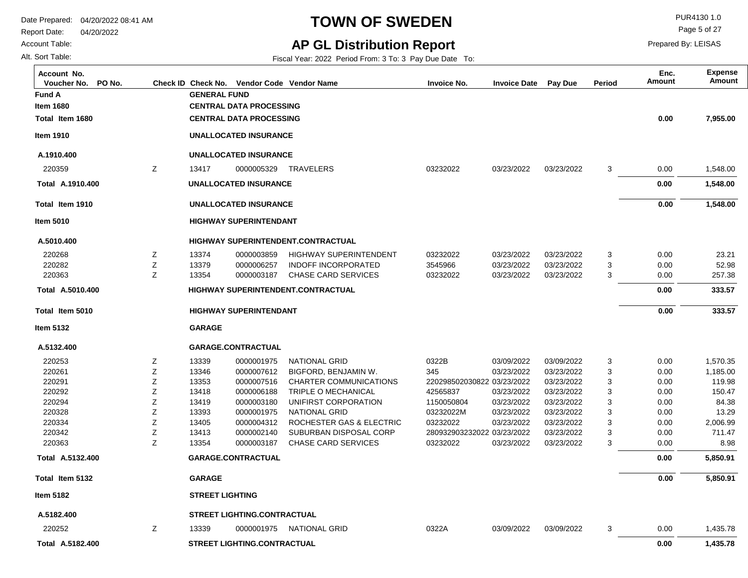# TOWN OF SWEDEN

## AP GL Distribution Report

Date Prepared: 04/20/2022 08:41 AM
Report Date: 04/20/2022
Account Table:
Alt. Sort Table:

PUR4130 1.0
Prepared By: LEISAS

Fiscal Year: 2022 Period From: 3 To: 3 Pay Due Date To:

| Account No. / Voucher No. | PO No. | Check ID | Check No. | Vendor Code | Vendor Name | Invoice No. | Invoice Date | Pay Due | Period | Enc. Amount | Expense Amount |
|---|---|---|---|---|---|---|---|---|---|---|---|
| **Fund A** | | | **GENERAL FUND** | | | | | | | | |
| **Item 1680** | | | **CENTRAL DATA PROCESSING** | | | | | | | | |
| **Total Item 1680** | | | **CENTRAL DATA PROCESSING** | | | | | | | **0.00** | **7,955.00** |
| **Item 1910** | | | **UNALLOCATED INSURANCE** | | | | | | | | |
| **A.1910.400** | | | **UNALLOCATED INSURANCE** | | | | | | | | |
| 220359 | | Z | 13417 | 0000005329 | TRAVELERS | 03232022 | 03/23/2022 | 03/23/2022 | 3 | 0.00 | 1,548.00 |
| **Total A.1910.400** | | | **UNALLOCATED INSURANCE** | | | | | | | **0.00** | **1,548.00** |
| **Total Item 1910** | | | **UNALLOCATED INSURANCE** | | | | | | | **0.00** | **1,548.00** |
| **Item 5010** | | | **HIGHWAY SUPERINTENDANT** | | | | | | | | |
| **A.5010.400** | | | **HIGHWAY SUPERINTENDENT.CONTRACTUAL** | | | | | | | | |
| 220268 | | Z | 13374 | 0000003859 | HIGHWAY SUPERINTENDENT | 03232022 | 03/23/2022 | 03/23/2022 | 3 | 0.00 | 23.21 |
| 220282 | | Z | 13379 | 0000006257 | INDOFF INCORPORATED | 3545966 | 03/23/2022 | 03/23/2022 | 3 | 0.00 | 52.98 |
| 220363 | | Z | 13354 | 0000003187 | CHASE CARD SERVICES | 03232022 | 03/23/2022 | 03/23/2022 | 3 | 0.00 | 257.38 |
| **Total A.5010.400** | | | **HIGHWAY SUPERINTENDENT.CONTRACTUAL** | | | | | | | **0.00** | **333.57** |
| **Total Item 5010** | | | **HIGHWAY SUPERINTENDANT** | | | | | | | **0.00** | **333.57** |
| **Item 5132** | | | **GARAGE** | | | | | | | | |
| **A.5132.400** | | | **GARAGE.CONTRACTUAL** | | | | | | | | |
| 220253 | | Z | 13339 | 0000001975 | NATIONAL GRID | 0322B | 03/09/2022 | 03/09/2022 | 3 | 0.00 | 1,570.35 |
| 220261 | | Z | 13346 | 0000007612 | BIGFORD, BENJAMIN W. | 345 | 03/23/2022 | 03/23/2022 | 3 | 0.00 | 1,185.00 |
| 220291 | | Z | 13353 | 0000007516 | CHARTER COMMUNICATIONS | 220298502030822 | 03/23/2022 | 03/23/2022 | 3 | 0.00 | 119.98 |
| 220292 | | Z | 13418 | 0000006188 | TRIPLE O MECHANICAL | 42565837 | 03/23/2022 | 03/23/2022 | 3 | 0.00 | 150.47 |
| 220294 | | Z | 13419 | 0000003180 | UNIFIRST CORPORATION | 1150050804 | 03/23/2022 | 03/23/2022 | 3 | 0.00 | 84.38 |
| 220328 | | Z | 13393 | 0000001975 | NATIONAL GRID | 03232022M | 03/23/2022 | 03/23/2022 | 3 | 0.00 | 13.29 |
| 220334 | | Z | 13405 | 0000004312 | ROCHESTER GAS & ELECTRIC | 03232022 | 03/23/2022 | 03/23/2022 | 3 | 0.00 | 2,006.99 |
| 220342 | | Z | 13413 | 0000002140 | SUBURBAN DISPOSAL CORP | 280932903232022 | 03/23/2022 | 03/23/2022 | 3 | 0.00 | 711.47 |
| 220363 | | Z | 13354 | 0000003187 | CHASE CARD SERVICES | 03232022 | 03/23/2022 | 03/23/2022 | 3 | 0.00 | 8.98 |
| **Total A.5132.400** | | | **GARAGE.CONTRACTUAL** | | | | | | | **0.00** | **5,850.91** |
| **Total Item 5132** | | | **GARAGE** | | | | | | | **0.00** | **5,850.91** |
| **Item 5182** | | | **STREET LIGHTING** | | | | | | | | |
| **A.5182.400** | | | **STREET LIGHTING.CONTRACTUAL** | | | | | | | | |
| 220252 | | Z | 13339 | 0000001975 | NATIONAL GRID | 0322A | 03/09/2022 | 03/09/2022 | 3 | 0.00 | 1,435.78 |
| **Total A.5182.400** | | | **STREET LIGHTING.CONTRACTUAL** | | | | | | | **0.00** | **1,435.78** |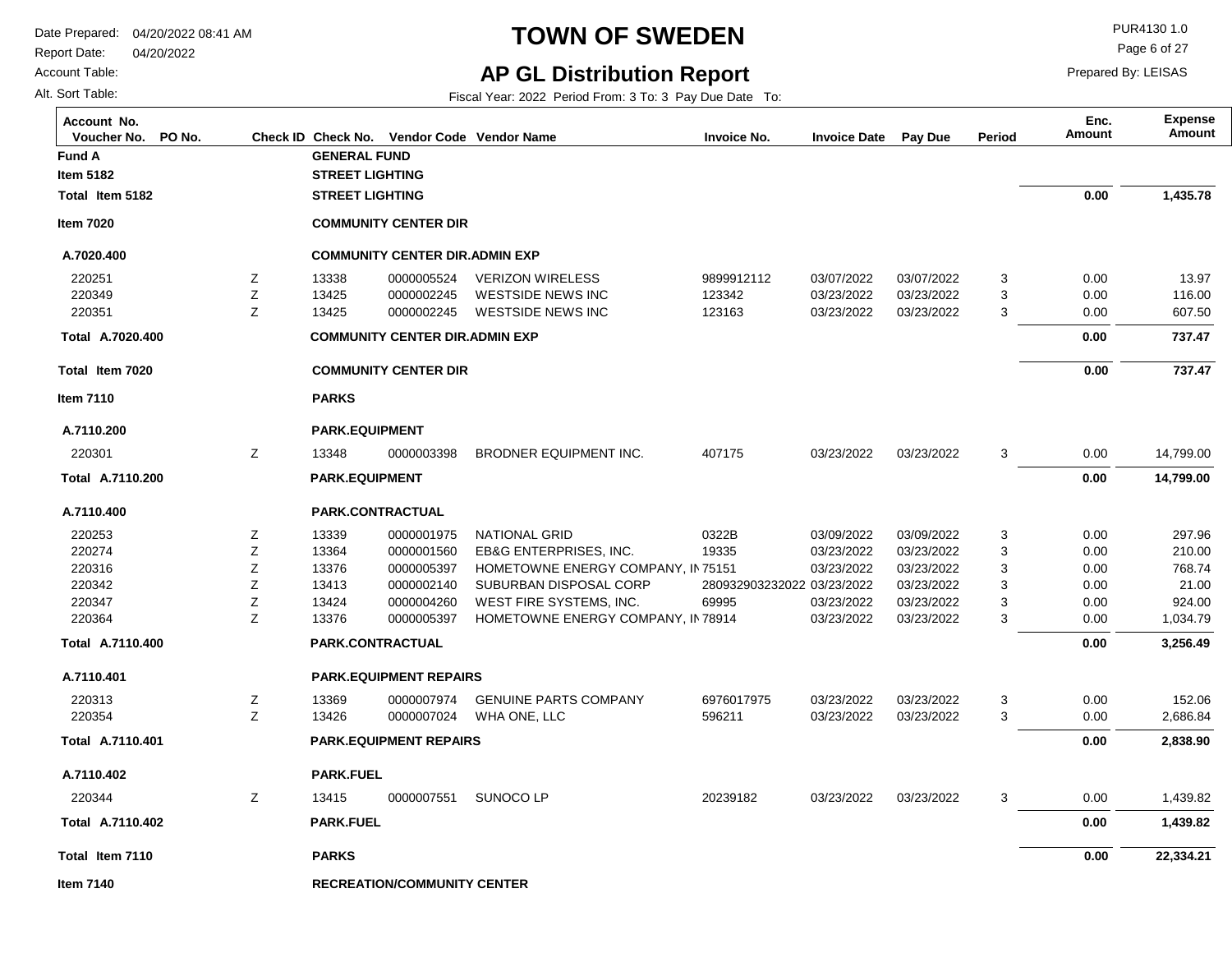# TOWN OF SWEDEN

## AP GL Distribution Report

Date Prepared: 04/20/2022 08:41 AM
Report Date: 04/20/2022
Account Table:
Alt. Sort Table:

PUR4130 1.0
Prepared By: LEISAS

Fiscal Year: 2022 Period From: 3 To: 3 Pay Due Date To:

| Account No. Voucher No. | PO No. | Check ID | Check No. | Vendor Code | Vendor Name | Invoice No. | Invoice Date | Pay Due | Period | Enc. Amount | Expense Amount |
|---|---|---|---|---|---|---|---|---|---|---|---|
| **Fund A** | | | **GENERAL FUND** | | | | | | | | |
| **Item 5182** | | | **STREET LIGHTING** | | | | | | | | |
| **Total Item 5182** | | | **STREET LIGHTING** | | | | | | | **0.00** | **1,435.78** |
| **Item 7020** | | | **COMMUNITY CENTER DIR** | | | | | | | | |
| **A.7020.400** | | | **COMMUNITY CENTER DIR.ADMIN EXP** | | | | | | | | |
| 220251 | | Z | 13338 | 0000005524 | VERIZON WIRELESS | 9899912112 | 03/07/2022 | 03/07/2022 | 3 | 0.00 | 13.97 |
| 220349 | | Z | 13425 | 0000002245 | WESTSIDE NEWS INC | 123342 | 03/23/2022 | 03/23/2022 | 3 | 0.00 | 116.00 |
| 220351 | | Z | 13425 | 0000002245 | WESTSIDE NEWS INC | 123163 | 03/23/2022 | 03/23/2022 | 3 | 0.00 | 607.50 |
| **Total A.7020.400** | | | **COMMUNITY CENTER DIR.ADMIN EXP** | | | | | | | **0.00** | **737.47** |
| **Total Item 7020** | | | **COMMUNITY CENTER DIR** | | | | | | | **0.00** | **737.47** |
| **Item 7110** | | | **PARKS** | | | | | | | | |
| **A.7110.200** | | | **PARK.EQUIPMENT** | | | | | | | | |
| 220301 | | Z | 13348 | 0000003398 | BRODNER EQUIPMENT INC. | 407175 | 03/23/2022 | 03/23/2022 | 3 | 0.00 | 14,799.00 |
| **Total A.7110.200** | | | **PARK.EQUIPMENT** | | | | | | | **0.00** | **14,799.00** |
| **A.7110.400** | | | **PARK.CONTRACTUAL** | | | | | | | | |
| 220253 | | Z | 13339 | 0000001975 | NATIONAL GRID | 0322B | 03/09/2022 | 03/09/2022 | 3 | 0.00 | 297.96 |
| 220274 | | Z | 13364 | 0000001560 | EB&G ENTERPRISES, INC. | 19335 | 03/23/2022 | 03/23/2022 | 3 | 0.00 | 210.00 |
| 220316 | | Z | 13376 | 0000005397 | HOMETOWNE ENERGY COMPANY, IN | 75151 | 03/23/2022 | 03/23/2022 | 3 | 0.00 | 768.74 |
| 220342 | | Z | 13413 | 0000002140 | SUBURBAN DISPOSAL CORP | 280932903232022 | 03/23/2022 | 03/23/2022 | 3 | 0.00 | 21.00 |
| 220347 | | Z | 13424 | 0000004260 | WEST FIRE SYSTEMS, INC. | 69995 | 03/23/2022 | 03/23/2022 | 3 | 0.00 | 924.00 |
| 220364 | | Z | 13376 | 0000005397 | HOMETOWNE ENERGY COMPANY, IN | 78914 | 03/23/2022 | 03/23/2022 | 3 | 0.00 | 1,034.79 |
| **Total A.7110.400** | | | **PARK.CONTRACTUAL** | | | | | | | **0.00** | **3,256.49** |
| **A.7110.401** | | | **PARK.EQUIPMENT REPAIRS** | | | | | | | | |
| 220313 | | Z | 13369 | 0000007974 | GENUINE PARTS COMPANY | 6976017975 | 03/23/2022 | 03/23/2022 | 3 | 0.00 | 152.06 |
| 220354 | | Z | 13426 | 0000007024 | WHA ONE, LLC | 596211 | 03/23/2022 | 03/23/2022 | 3 | 0.00 | 2,686.84 |
| **Total A.7110.401** | | | **PARK.EQUIPMENT REPAIRS** | | | | | | | **0.00** | **2,838.90** |
| **A.7110.402** | | | **PARK.FUEL** | | | | | | | | |
| 220344 | | Z | 13415 | 0000007551 | SUNOCO LP | 20239182 | 03/23/2022 | 03/23/2022 | 3 | 0.00 | 1,439.82 |
| **Total A.7110.402** | | | **PARK.FUEL** | | | | | | | **0.00** | **1,439.82** |
| **Total Item 7110** | | | **PARKS** | | | | | | | **0.00** | **22,334.21** |
| **Item 7140** | | | **RECREATION/COMMUNITY CENTER** | | | | | | | | |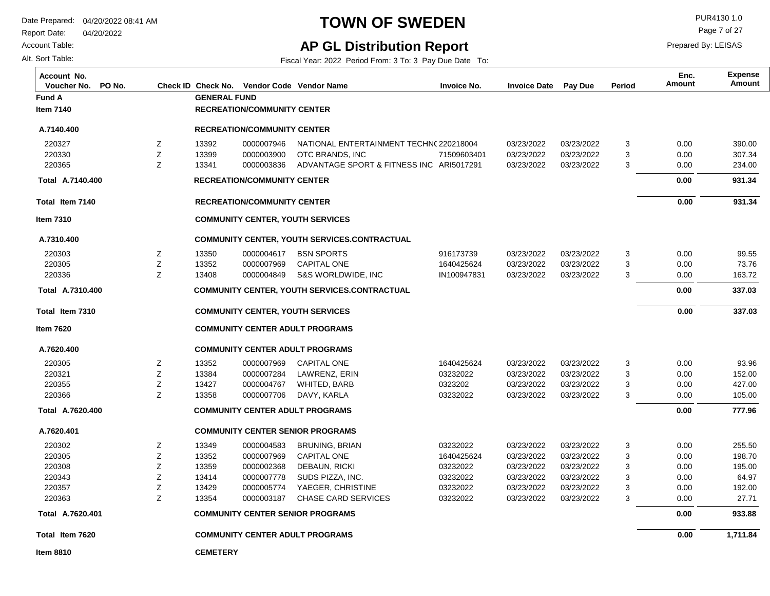# TOWN OF SWEDEN

## AP GL Distribution Report

Date Prepared: 04/20/2022 08:41 AM
Report Date: 04/20/2022
Account Table:
Alt. Sort Table:

PUR4130 1.0
Prepared By: LEISAS

Fiscal Year: 2022 Period From: 3 To: 3 Pay Due Date To:

| Account No. Voucher No. | PO No. | Check ID | Check No. | Vendor Code | Vendor Name | Invoice No. | Invoice Date | Pay Due | Period | Enc. Amount | Expense Amount |
|---|---|---|---|---|---|---|---|---|---|---|---|
| **Fund A** | | | **GENERAL FUND** | | | | | | | | |
| **Item 7140** | | | **RECREATION/COMMUNITY CENTER** | | | | | | | | |
| **A.7140.400** | | | **RECREATION/COMMUNITY CENTER** | | | | | | | | |
| 220327 | | Z | 13392 | 0000007946 | NATIONAL ENTERTAINMENT TECHN( | 220218004 | 03/23/2022 | 03/23/2022 | 3 | 0.00 | 390.00 |
| 220330 | | Z | 13399 | 0000003900 | OTC BRANDS, INC | 71509603401 | 03/23/2022 | 03/23/2022 | 3 | 0.00 | 307.34 |
| 220365 | | Z | 13341 | 0000003836 | ADVANTAGE SPORT & FITNESS INC | ARI5017291 | 03/23/2022 | 03/23/2022 | 3 | 0.00 | 234.00 |
| **Total A.7140.400** | | | **RECREATION/COMMUNITY CENTER** | | | | | | | **0.00** | **931.34** |
| **Total Item 7140** | | | **RECREATION/COMMUNITY CENTER** | | | | | | | **0.00** | **931.34** |
| **Item 7310** | | | **COMMUNITY CENTER, YOUTH SERVICES** | | | | | | | | |
| **A.7310.400** | | | **COMMUNITY CENTER, YOUTH SERVICES.CONTRACTUAL** | | | | | | | | |
| 220303 | | Z | 13350 | 0000004617 | BSN SPORTS | 916173739 | 03/23/2022 | 03/23/2022 | 3 | 0.00 | 99.55 |
| 220305 | | Z | 13352 | 0000007969 | CAPITAL ONE | 1640425624 | 03/23/2022 | 03/23/2022 | 3 | 0.00 | 73.76 |
| 220336 | | Z | 13408 | 0000004849 | S&S WORLDWIDE, INC | IN100947831 | 03/23/2022 | 03/23/2022 | 3 | 0.00 | 163.72 |
| **Total A.7310.400** | | | **COMMUNITY CENTER, YOUTH SERVICES.CONTRACTUAL** | | | | | | | **0.00** | **337.03** |
| **Total Item 7310** | | | **COMMUNITY CENTER, YOUTH SERVICES** | | | | | | | **0.00** | **337.03** |
| **Item 7620** | | | **COMMUNITY CENTER ADULT PROGRAMS** | | | | | | | | |
| **A.7620.400** | | | **COMMUNITY CENTER ADULT PROGRAMS** | | | | | | | | |
| 220305 | | Z | 13352 | 0000007969 | CAPITAL ONE | 1640425624 | 03/23/2022 | 03/23/2022 | 3 | 0.00 | 93.96 |
| 220321 | | Z | 13384 | 0000007284 | LAWRENZ, ERIN | 03232022 | 03/23/2022 | 03/23/2022 | 3 | 0.00 | 152.00 |
| 220355 | | Z | 13427 | 0000004767 | WHITED, BARB | 0323202 | 03/23/2022 | 03/23/2022 | 3 | 0.00 | 427.00 |
| 220366 | | Z | 13358 | 0000007706 | DAVY, KARLA | 03232022 | 03/23/2022 | 03/23/2022 | 3 | 0.00 | 105.00 |
| **Total A.7620.400** | | | **COMMUNITY CENTER ADULT PROGRAMS** | | | | | | | **0.00** | **777.96** |
| **A.7620.401** | | | **COMMUNITY CENTER SENIOR PROGRAMS** | | | | | | | | |
| 220302 | | Z | 13349 | 0000004583 | BRUNING, BRIAN | 03232022 | 03/23/2022 | 03/23/2022 | 3 | 0.00 | 255.50 |
| 220305 | | Z | 13352 | 0000007969 | CAPITAL ONE | 1640425624 | 03/23/2022 | 03/23/2022 | 3 | 0.00 | 198.70 |
| 220308 | | Z | 13359 | 0000002368 | DEBAUN, RICKI | 03232022 | 03/23/2022 | 03/23/2022 | 3 | 0.00 | 195.00 |
| 220343 | | Z | 13414 | 0000007778 | SUDS PIZZA, INC. | 03232022 | 03/23/2022 | 03/23/2022 | 3 | 0.00 | 64.97 |
| 220357 | | Z | 13429 | 0000005774 | YAEGER, CHRISTINE | 03232022 | 03/23/2022 | 03/23/2022 | 3 | 0.00 | 192.00 |
| 220363 | | Z | 13354 | 0000003187 | CHASE CARD SERVICES | 03232022 | 03/23/2022 | 03/23/2022 | 3 | 0.00 | 27.71 |
| **Total A.7620.401** | | | **COMMUNITY CENTER SENIOR PROGRAMS** | | | | | | | **0.00** | **933.88** |
| **Total Item 7620** | | | **COMMUNITY CENTER ADULT PROGRAMS** | | | | | | | **0.00** | **1,711.84** |
| **Item 8810** | | | **CEMETERY** | | | | | | | | |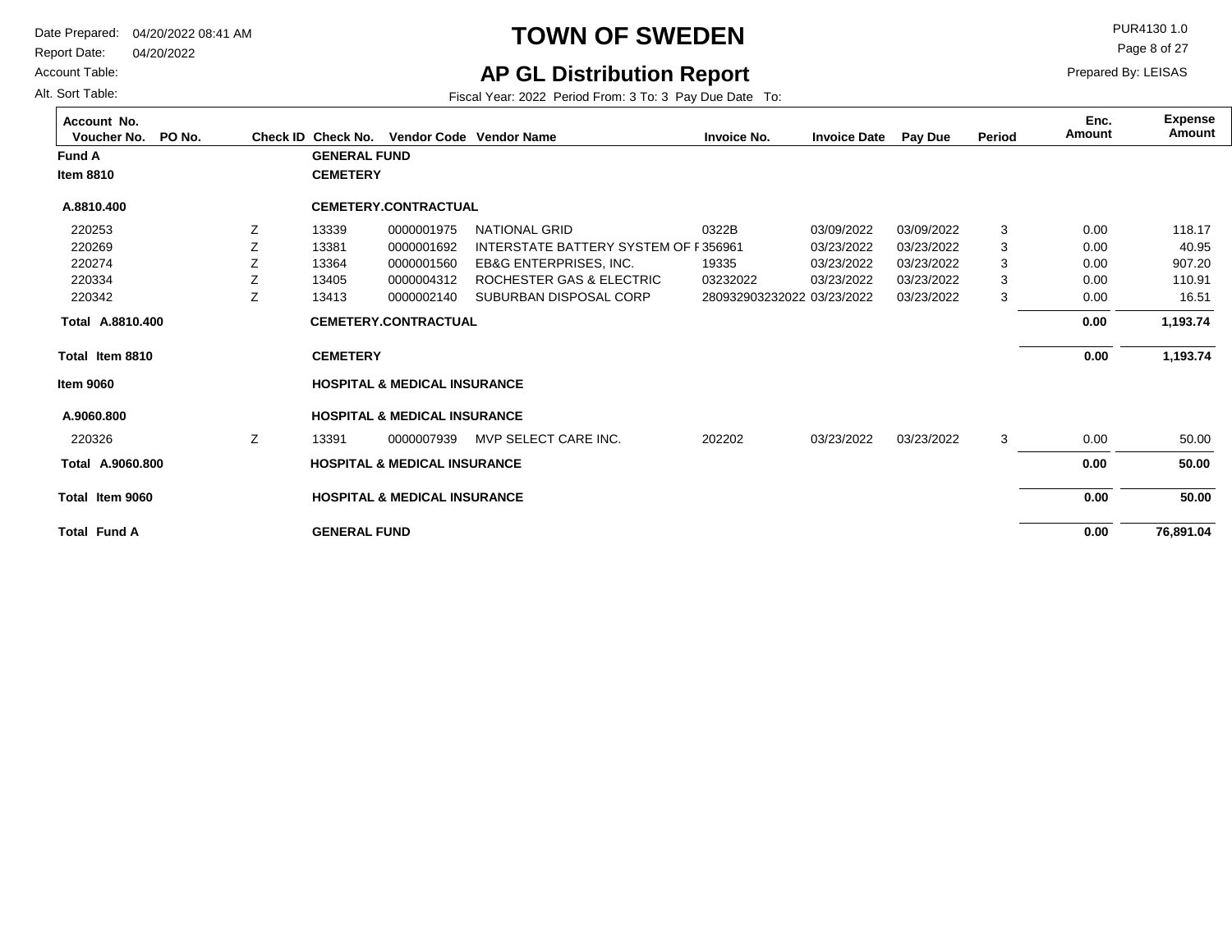# TOWN OF SWEDEN

## AP GL Distribution Report

Date Prepared: 04/20/2022 08:41 AM
Report Date: 04/20/2022
Account Table:
Alt. Sort Table:

PUR4130 1.0
Prepared By: LEISAS

Fiscal Year: 2022 Period From: 3 To: 3 Pay Due Date To:

| Account No. / Voucher No. | PO No. | Check ID | Check No. | Vendor Code | Vendor Name | Invoice No. | Invoice Date | Pay Due | Period | Enc. Amount | Expense Amount |
|---|---|---|---|---|---|---|---|---|---|---|---|
| **Fund A** | | | **GENERAL FUND** | | | | | | | | |
| **Item 8810** | | | **CEMETERY** | | | | | | | | |
| **A.8810.400** | | | **CEMETERY.CONTRACTUAL** | | | | | | | | |
| 220253 | | Z | 13339 | 0000001975 | NATIONAL GRID | 0322B | 03/09/2022 | 03/09/2022 | 3 | 0.00 | 118.17 |
| 220269 | | Z | 13381 | 0000001692 | INTERSTATE BATTERY SYSTEM OF F | 356961 | 03/23/2022 | 03/23/2022 | 3 | 0.00 | 40.95 |
| 220274 | | Z | 13364 | 0000001560 | EB&G ENTERPRISES, INC. | 19335 | 03/23/2022 | 03/23/2022 | 3 | 0.00 | 907.20 |
| 220334 | | Z | 13405 | 0000004312 | ROCHESTER GAS & ELECTRIC | 03232022 | 03/23/2022 | 03/23/2022 | 3 | 0.00 | 110.91 |
| 220342 | | Z | 13413 | 0000002140 | SUBURBAN DISPOSAL CORP | 280932903232022 | 03/23/2022 | 03/23/2022 | 3 | 0.00 | 16.51 |
| **Total A.8810.400** | | | **CEMETERY.CONTRACTUAL** | | | | | | | **0.00** | **1,193.74** |
| **Total Item 8810** | | | **CEMETERY** | | | | | | | **0.00** | **1,193.74** |
| **Item 9060** | | | **HOSPITAL & MEDICAL INSURANCE** | | | | | | | | |
| **A.9060.800** | | | **HOSPITAL & MEDICAL INSURANCE** | | | | | | | | |
| 220326 | | Z | 13391 | 0000007939 | MVP SELECT CARE INC. | 202202 | 03/23/2022 | 03/23/2022 | 3 | 0.00 | 50.00 |
| **Total A.9060.800** | | | **HOSPITAL & MEDICAL INSURANCE** | | | | | | | **0.00** | **50.00** |
| **Total Item 9060** | | | **HOSPITAL & MEDICAL INSURANCE** | | | | | | | **0.00** | **50.00** |
| **Total Fund A** | | | **GENERAL FUND** | | | | | | | **0.00** | **76,891.04** |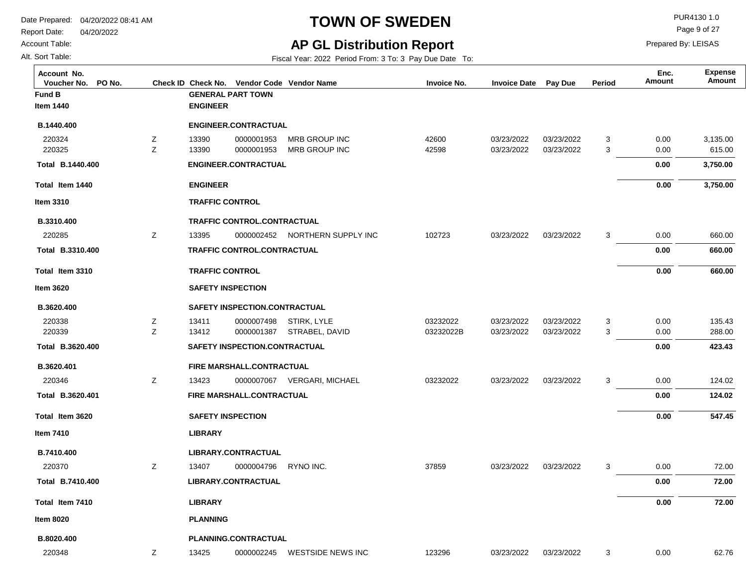# TOWN OF SWEDEN

## AP GL Distribution Report

Date Prepared: 04/20/2022 08:41 AM
Report Date: 04/20/2022
Account Table:
Alt. Sort Table:

PUR4130 1.0
Prepared By: LEISAS

Fiscal Year: 2022 Period From: 3 To: 3 Pay Due Date To:

| Account No. Voucher No. | PO No. | Check ID | Check No. | Vendor Code | Vendor Name | Invoice No. | Invoice Date | Pay Due | Period | Enc. Amount | Expense Amount |
|---|---|---|---|---|---|---|---|---|---|---|---|
| **Fund B** | | | **GENERAL PART TOWN** | | | | | | | | |
| **Item 1440** | | | **ENGINEER** | | | | | | | | |
| **B.1440.400** | | | **ENGINEER.CONTRACTUAL** | | | | | | | | |
| 220324 | | Z | 13390 | 0000001953 | MRB GROUP INC | 42600 | 03/23/2022 | 03/23/2022 | 3 | 0.00 | 3,135.00 |
| 220325 | | Z | 13390 | 0000001953 | MRB GROUP INC | 42598 | 03/23/2022 | 03/23/2022 | 3 | 0.00 | 615.00 |
| **Total B.1440.400** | | | **ENGINEER.CONTRACTUAL** | | | | | | | **0.00** | **3,750.00** |
| **Total Item 1440** | | | **ENGINEER** | | | | | | | **0.00** | **3,750.00** |
| **Item 3310** | | | **TRAFFIC CONTROL** | | | | | | | | |
| **B.3310.400** | | | **TRAFFIC CONTROL.CONTRACTUAL** | | | | | | | | |
| 220285 | | Z | 13395 | 0000002452 | NORTHERN SUPPLY INC | 102723 | 03/23/2022 | 03/23/2022 | 3 | 0.00 | 660.00 |
| **Total B.3310.400** | | | **TRAFFIC CONTROL.CONTRACTUAL** | | | | | | | **0.00** | **660.00** |
| **Total Item 3310** | | | **TRAFFIC CONTROL** | | | | | | | **0.00** | **660.00** |
| **Item 3620** | | | **SAFETY INSPECTION** | | | | | | | | |
| **B.3620.400** | | | **SAFETY INSPECTION.CONTRACTUAL** | | | | | | | | |
| 220338 | | Z | 13411 | 0000007498 | STIRK, LYLE | 03232022 | 03/23/2022 | 03/23/2022 | 3 | 0.00 | 135.43 |
| 220339 | | Z | 13412 | 0000001387 | STRABEL, DAVID | 03232022B | 03/23/2022 | 03/23/2022 | 3 | 0.00 | 288.00 |
| **Total B.3620.400** | | | **SAFETY INSPECTION.CONTRACTUAL** | | | | | | | **0.00** | **423.43** |
| **B.3620.401** | | | **FIRE MARSHALL.CONTRACTUAL** | | | | | | | | |
| 220346 | | Z | 13423 | 0000007067 | VERGARI, MICHAEL | 03232022 | 03/23/2022 | 03/23/2022 | 3 | 0.00 | 124.02 |
| **Total B.3620.401** | | | **FIRE MARSHALL.CONTRACTUAL** | | | | | | | **0.00** | **124.02** |
| **Total Item 3620** | | | **SAFETY INSPECTION** | | | | | | | **0.00** | **547.45** |
| **Item 7410** | | | **LIBRARY** | | | | | | | | |
| **B.7410.400** | | | **LIBRARY.CONTRACTUAL** | | | | | | | | |
| 220370 | | Z | 13407 | 0000004796 | RYNO INC. | 37859 | 03/23/2022 | 03/23/2022 | 3 | 0.00 | 72.00 |
| **Total B.7410.400** | | | **LIBRARY.CONTRACTUAL** | | | | | | | **0.00** | **72.00** |
| **Total Item 7410** | | | **LIBRARY** | | | | | | | **0.00** | **72.00** |
| **Item 8020** | | | **PLANNING** | | | | | | | | |
| **B.8020.400** | | | **PLANNING.CONTRACTUAL** | | | | | | | | |
| 220348 | | Z | 13425 | 0000002245 | WESTSIDE NEWS INC | 123296 | 03/23/2022 | 03/23/2022 | 3 | 0.00 | 62.76 |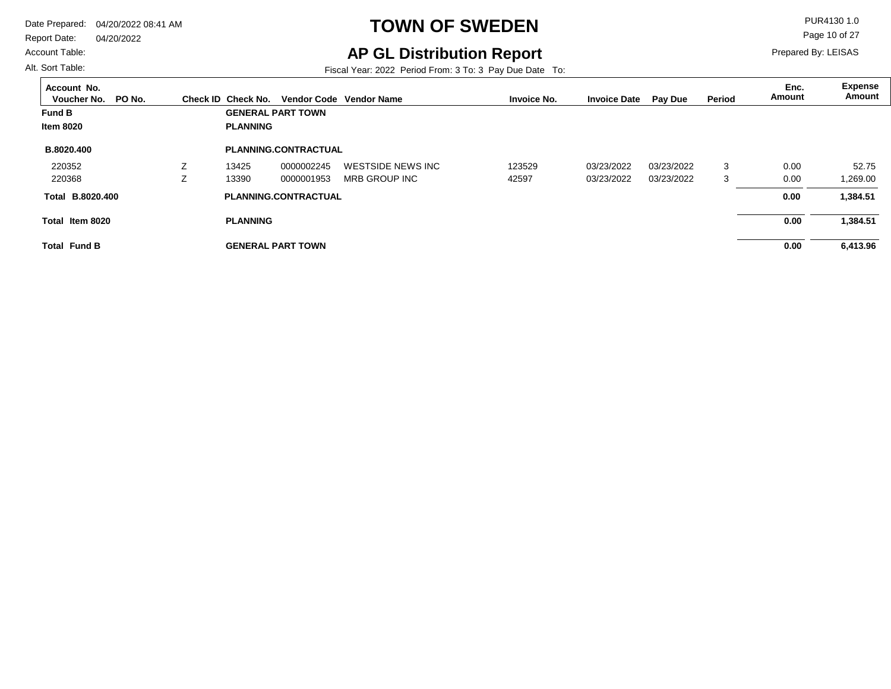# TOWN OF SWEDEN

## AP GL Distribution Report

Date Prepared: 04/20/2022 08:41 AM
Report Date: 04/20/2022
Account Table:
Alt. Sort Table:

PUR4130 1.0
Prepared By: LEISAS

Fiscal Year: 2022 Period From: 3 To: 3 Pay Due Date To:

| Account No. / Voucher No. | PO No. | Check ID | Check No. | Vendor Code | Vendor Name | Invoice No. | Invoice Date | Pay Due | Period | Enc. Amount | Expense Amount |
|---|---|---|---|---|---|---|---|---|---|---|---|
| **Fund B** | | | **GENERAL PART TOWN** | | | | | | | | |
| **Item 8020** | | | **PLANNING** | | | | | | | | |
| **B.8020.400** | | | **PLANNING.CONTRACTUAL** | | | | | | | | |
| 220352 | | Z | 13425 | 0000002245 | WESTSIDE NEWS INC | 123529 | 03/23/2022 | 03/23/2022 | 3 | 0.00 | 52.75 |
| 220368 | | Z | 13390 | 0000001953 | MRB GROUP INC | 42597 | 03/23/2022 | 03/23/2022 | 3 | 0.00 | 1,269.00 |
| **Total B.8020.400** | | | **PLANNING.CONTRACTUAL** | | | | | | | **0.00** | **1,384.51** |
| **Total Item 8020** | | | **PLANNING** | | | | | | | **0.00** | **1,384.51** |
| **Total Fund B** | | | **GENERAL PART TOWN** | | | | | | | **0.00** | **6,413.96** |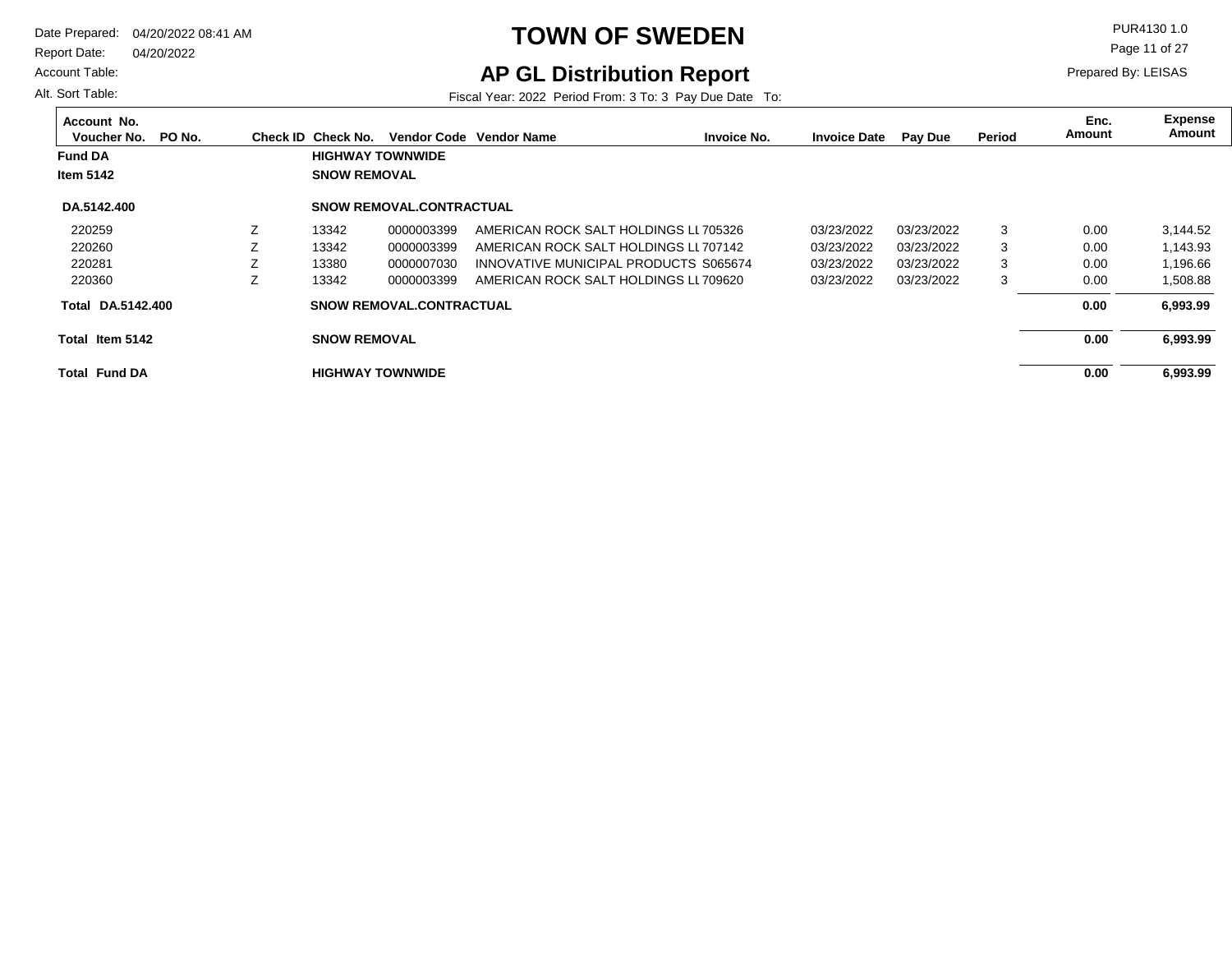# TOWN OF SWEDEN

## AP GL Distribution Report

Date Prepared: 04/20/2022 08:41 AM
Report Date: 04/20/2022
Account Table:
Alt. Sort Table:

PUR4130 1.0
Prepared By: LEISAS

Fiscal Year: 2022 Period From: 3 To: 3 Pay Due Date To:

| Account No. / Voucher No. | PO No. | Check ID | Check No. | Vendor Code | Vendor Name | Invoice No. | Invoice Date | Pay Due | Period | Enc. Amount | Expense Amount |
|---|---|---|---|---|---|---|---|---|---|---|---|
| **Fund DA** | | | **HIGHWAY TOWNWIDE** | | | | | | | | |
| **Item 5142** | | | **SNOW REMOVAL** | | | | | | | | |
| **DA.5142.400** | | | **SNOW REMOVAL.CONTRACTUAL** | | | | | | | | |
| 220259 | | Z | 13342 | 0000003399 | AMERICAN ROCK SALT HOLDINGS LI | 705326 | 03/23/2022 | 03/23/2022 | 3 | 0.00 | 3,144.52 |
| 220260 | | Z | 13342 | 0000003399 | AMERICAN ROCK SALT HOLDINGS LI | 707142 | 03/23/2022 | 03/23/2022 | 3 | 0.00 | 1,143.93 |
| 220281 | | Z | 13380 | 0000007030 | INNOVATIVE MUNICIPAL PRODUCTS | S065674 | 03/23/2022 | 03/23/2022 | 3 | 0.00 | 1,196.66 |
| 220360 | | Z | 13342 | 0000003399 | AMERICAN ROCK SALT HOLDINGS LI | 709620 | 03/23/2022 | 03/23/2022 | 3 | 0.00 | 1,508.88 |
| **Total DA.5142.400** | | | **SNOW REMOVAL.CONTRACTUAL** | | | | | | | **0.00** | **6,993.99** |
| **Total Item 5142** | | | **SNOW REMOVAL** | | | | | | | **0.00** | **6,993.99** |
| **Total Fund DA** | | | **HIGHWAY TOWNWIDE** | | | | | | | **0.00** | **6,993.99** |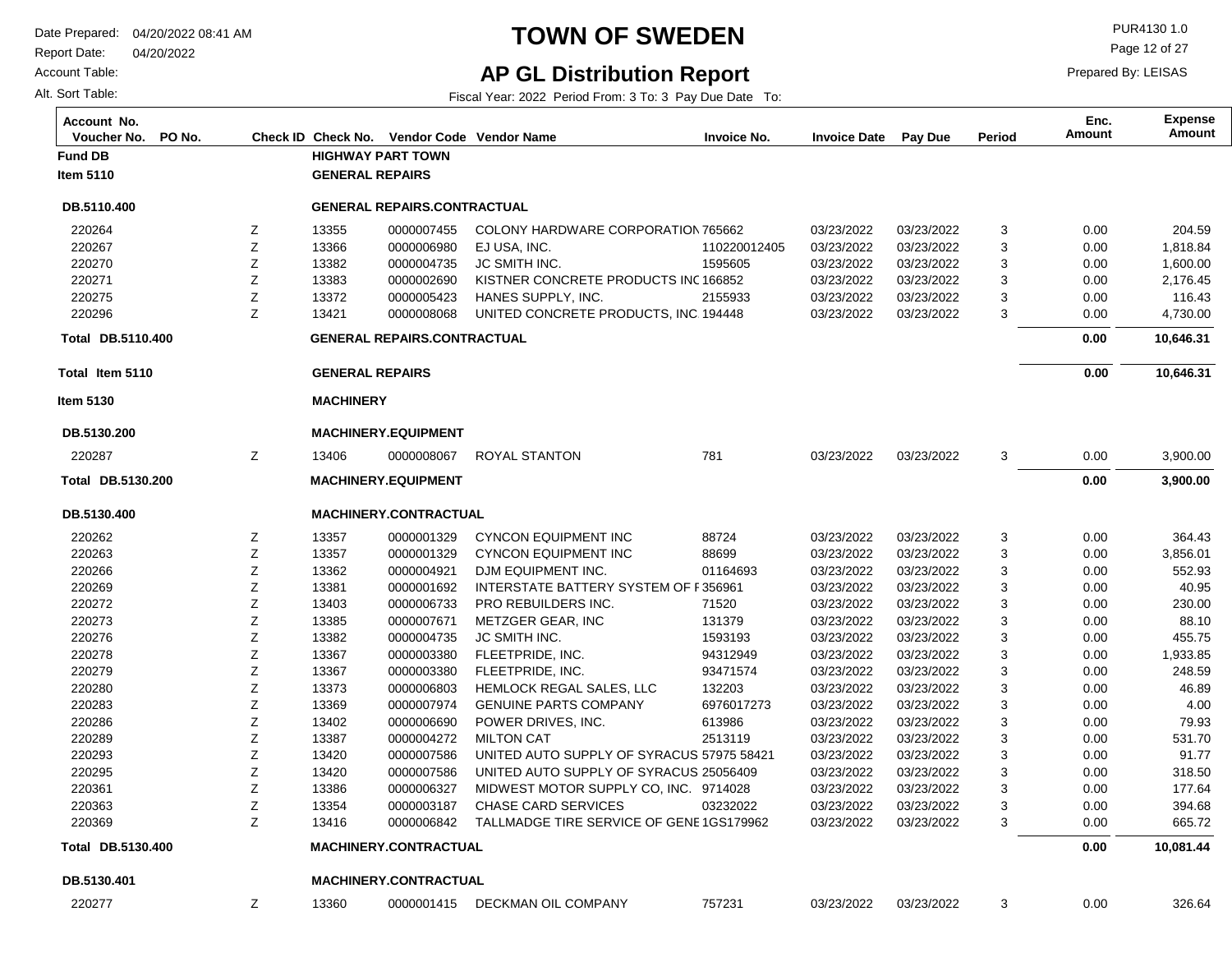# TOWN OF SWEDEN

## AP GL Distribution Report

Date Prepared: 04/20/2022 08:41 AM
Report Date: 04/20/2022
Account Table:
Alt. Sort Table:

PUR4130 1.0
Prepared By: LEISAS

Fiscal Year: 2022 Period From: 3 To: 3 Pay Due Date To:

| Account No. Voucher No. | PO No. | Check ID | Check No. | Vendor Code | Vendor Name | Invoice No. | Invoice Date | Pay Due | Period | Enc. Amount | Expense Amount |
|---|---|---|---|---|---|---|---|---|---|---|---|
| **Fund DB** | | | **HIGHWAY PART TOWN** | | | | | | | | |
| **Item 5110** | | | **GENERAL REPAIRS** | | | | | | | | |
| **DB.5110.400** | | | **GENERAL REPAIRS.CONTRACTUAL** | | | | | | | | |
| 220264 | | Z | 13355 | 0000007455 | COLONY HARDWARE CORPORATION | 765662 | 03/23/2022 | 03/23/2022 | 3 | 0.00 | 204.59 |
| 220267 | | Z | 13366 | 0000006980 | EJ USA, INC. | 110220012405 | 03/23/2022 | 03/23/2022 | 3 | 0.00 | 1,818.84 |
| 220270 | | Z | 13382 | 0000004735 | JC SMITH INC. | 1595605 | 03/23/2022 | 03/23/2022 | 3 | 0.00 | 1,600.00 |
| 220271 | | Z | 13383 | 0000002690 | KISTNER CONCRETE PRODUCTS INC | 166852 | 03/23/2022 | 03/23/2022 | 3 | 0.00 | 2,176.45 |
| 220275 | | Z | 13372 | 0000005423 | HANES SUPPLY, INC. | 2155933 | 03/23/2022 | 03/23/2022 | 3 | 0.00 | 116.43 |
| 220296 | | Z | 13421 | 0000008068 | UNITED CONCRETE PRODUCTS, INC. | 194448 | 03/23/2022 | 03/23/2022 | 3 | 0.00 | 4,730.00 |
| **Total DB.5110.400** | | | **GENERAL REPAIRS.CONTRACTUAL** | | | | | | | **0.00** | **10,646.31** |
| **Total Item 5110** | | | **GENERAL REPAIRS** | | | | | | | **0.00** | **10,646.31** |
| **Item 5130** | | | **MACHINERY** | | | | | | | | |
| **DB.5130.200** | | | **MACHINERY.EQUIPMENT** | | | | | | | | |
| 220287 | | Z | 13406 | 0000008067 | ROYAL STANTON | 781 | 03/23/2022 | 03/23/2022 | 3 | 0.00 | 3,900.00 |
| **Total DB.5130.200** | | | **MACHINERY.EQUIPMENT** | | | | | | | **0.00** | **3,900.00** |
| **DB.5130.400** | | | **MACHINERY.CONTRACTUAL** | | | | | | | | |
| 220262 | | Z | 13357 | 0000001329 | CYNCON EQUIPMENT INC | 88724 | 03/23/2022 | 03/23/2022 | 3 | 0.00 | 364.43 |
| 220263 | | Z | 13357 | 0000001329 | CYNCON EQUIPMENT INC | 88699 | 03/23/2022 | 03/23/2022 | 3 | 0.00 | 3,856.01 |
| 220266 | | Z | 13362 | 0000004921 | DJM EQUIPMENT INC. | 01164693 | 03/23/2022 | 03/23/2022 | 3 | 0.00 | 552.93 |
| 220269 | | Z | 13381 | 0000001692 | INTERSTATE BATTERY SYSTEM OF F | 356961 | 03/23/2022 | 03/23/2022 | 3 | 0.00 | 40.95 |
| 220272 | | Z | 13403 | 0000006733 | PRO REBUILDERS INC. | 71520 | 03/23/2022 | 03/23/2022 | 3 | 0.00 | 230.00 |
| 220273 | | Z | 13385 | 0000007671 | METZGER GEAR, INC | 131379 | 03/23/2022 | 03/23/2022 | 3 | 0.00 | 88.10 |
| 220276 | | Z | 13382 | 0000004735 | JC SMITH INC. | 1593193 | 03/23/2022 | 03/23/2022 | 3 | 0.00 | 455.75 |
| 220278 | | Z | 13367 | 0000003380 | FLEETPRIDE, INC. | 94312949 | 03/23/2022 | 03/23/2022 | 3 | 0.00 | 1,933.85 |
| 220279 | | Z | 13367 | 0000003380 | FLEETPRIDE, INC. | 93471574 | 03/23/2022 | 03/23/2022 | 3 | 0.00 | 248.59 |
| 220280 | | Z | 13373 | 0000006803 | HEMLOCK REGAL SALES, LLC | 132203 | 03/23/2022 | 03/23/2022 | 3 | 0.00 | 46.89 |
| 220283 | | Z | 13369 | 0000007974 | GENUINE PARTS COMPANY | 6976017273 | 03/23/2022 | 03/23/2022 | 3 | 0.00 | 4.00 |
| 220286 | | Z | 13402 | 0000006690 | POWER DRIVES, INC. | 613986 | 03/23/2022 | 03/23/2022 | 3 | 0.00 | 79.93 |
| 220289 | | Z | 13387 | 0000004272 | MILTON CAT | 2513119 | 03/23/2022 | 03/23/2022 | 3 | 0.00 | 531.70 |
| 220293 | | Z | 13420 | 0000007586 | UNITED AUTO SUPPLY OF SYRACUS | 57975 58421 | 03/23/2022 | 03/23/2022 | 3 | 0.00 | 91.77 |
| 220295 | | Z | 13420 | 0000007586 | UNITED AUTO SUPPLY OF SYRACUS | 25056409 | 03/23/2022 | 03/23/2022 | 3 | 0.00 | 318.50 |
| 220361 | | Z | 13386 | 0000006327 | MIDWEST MOTOR SUPPLY CO, INC. | 9714028 | 03/23/2022 | 03/23/2022 | 3 | 0.00 | 177.64 |
| 220363 | | Z | 13354 | 0000003187 | CHASE CARD SERVICES | 03232022 | 03/23/2022 | 03/23/2022 | 3 | 0.00 | 394.68 |
| 220369 | | Z | 13416 | 0000006842 | TALLMADGE TIRE SERVICE OF GENE | 1GS179962 | 03/23/2022 | 03/23/2022 | 3 | 0.00 | 665.72 |
| **Total DB.5130.400** | | | **MACHINERY.CONTRACTUAL** | | | | | | | **0.00** | **10,081.44** |
| **DB.5130.401** | | | **MACHINERY.CONTRACTUAL** | | | | | | | | |
| 220277 | | Z | 13360 | 0000001415 | DECKMAN OIL COMPANY | 757231 | 03/23/2022 | 03/23/2022 | 3 | 0.00 | 326.64 |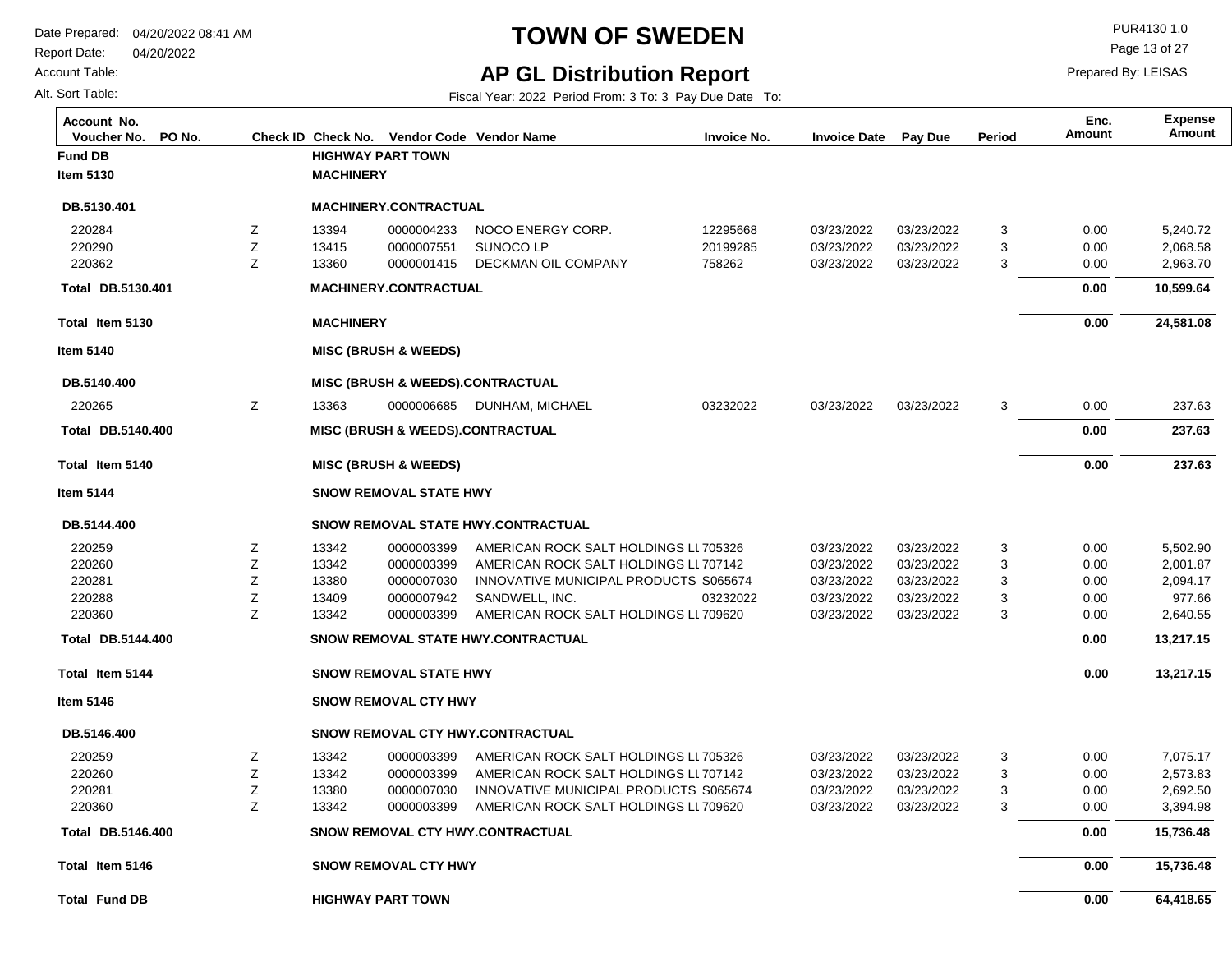# TOWN OF SWEDEN

## AP GL Distribution Report

Date Prepared: 04/20/2022 08:41 AM
Report Date: 04/20/2022
Account Table:
Alt. Sort Table:

PUR4130 1.0
Prepared By: LEISAS

Fiscal Year: 2022 Period From: 3 To: 3 Pay Due Date To:

| Account No. / Voucher No. | PO No. | Check ID | Check No. | Vendor Code | Vendor Name | Invoice No. | Invoice Date | Pay Due | Period | Enc. Amount | Expense Amount |
|---|---|---|---|---|---|---|---|---|---|---|---|
| **Fund DB** | | | **HIGHWAY PART TOWN** | | | | | | | | |
| **Item 5130** | | | **MACHINERY** | | | | | | | | |
| **DB.5130.401** | | | **MACHINERY.CONTRACTUAL** | | | | | | | | |
| 220284 | | Z | 13394 | 0000004233 | NOCO ENERGY CORP. | 12295668 | 03/23/2022 | 03/23/2022 | 3 | 0.00 | 5,240.72 |
| 220290 | | Z | 13415 | 0000007551 | SUNOCO LP | 20199285 | 03/23/2022 | 03/23/2022 | 3 | 0.00 | 2,068.58 |
| 220362 | | Z | 13360 | 0000001415 | DECKMAN OIL COMPANY | 758262 | 03/23/2022 | 03/23/2022 | 3 | 0.00 | 2,963.70 |
| **Total DB.5130.401** | | | **MACHINERY.CONTRACTUAL** | | | | | | | **0.00** | **10,599.64** |
| **Total Item 5130** | | | **MACHINERY** | | | | | | | **0.00** | **24,581.08** |
| **Item 5140** | | | **MISC (BRUSH & WEEDS)** | | | | | | | | |
| **DB.5140.400** | | | **MISC (BRUSH & WEEDS).CONTRACTUAL** | | | | | | | | |
| 220265 | | Z | 13363 | 0000006685 | DUNHAM, MICHAEL | 03232022 | 03/23/2022 | 03/23/2022 | 3 | 0.00 | 237.63 |
| **Total DB.5140.400** | | | **MISC (BRUSH & WEEDS).CONTRACTUAL** | | | | | | | **0.00** | **237.63** |
| **Total Item 5140** | | | **MISC (BRUSH & WEEDS)** | | | | | | | **0.00** | **237.63** |
| **Item 5144** | | | **SNOW REMOVAL STATE HWY** | | | | | | | | |
| **DB.5144.400** | | | **SNOW REMOVAL STATE HWY.CONTRACTUAL** | | | | | | | | |
| 220259 | | Z | 13342 | 0000003399 | AMERICAN ROCK SALT HOLDINGS LI | 705326 | 03/23/2022 | 03/23/2022 | 3 | 0.00 | 5,502.90 |
| 220260 | | Z | 13342 | 0000003399 | AMERICAN ROCK SALT HOLDINGS LI | 707142 | 03/23/2022 | 03/23/2022 | 3 | 0.00 | 2,001.87 |
| 220281 | | Z | 13380 | 0000007030 | INNOVATIVE MUNICIPAL PRODUCTS | S065674 | 03/23/2022 | 03/23/2022 | 3 | 0.00 | 2,094.17 |
| 220288 | | Z | 13409 | 0000007942 | SANDWELL, INC. | 03232022 | 03/23/2022 | 03/23/2022 | 3 | 0.00 | 977.66 |
| 220360 | | Z | 13342 | 0000003399 | AMERICAN ROCK SALT HOLDINGS LI | 709620 | 03/23/2022 | 03/23/2022 | 3 | 0.00 | 2,640.55 |
| **Total DB.5144.400** | | | **SNOW REMOVAL STATE HWY.CONTRACTUAL** | | | | | | | **0.00** | **13,217.15** |
| **Total Item 5144** | | | **SNOW REMOVAL STATE HWY** | | | | | | | **0.00** | **13,217.15** |
| **Item 5146** | | | **SNOW REMOVAL CTY HWY** | | | | | | | | |
| **DB.5146.400** | | | **SNOW REMOVAL CTY HWY.CONTRACTUAL** | | | | | | | | |
| 220259 | | Z | 13342 | 0000003399 | AMERICAN ROCK SALT HOLDINGS LI | 705326 | 03/23/2022 | 03/23/2022 | 3 | 0.00 | 7,075.17 |
| 220260 | | Z | 13342 | 0000003399 | AMERICAN ROCK SALT HOLDINGS LI | 707142 | 03/23/2022 | 03/23/2022 | 3 | 0.00 | 2,573.83 |
| 220281 | | Z | 13380 | 0000007030 | INNOVATIVE MUNICIPAL PRODUCTS | S065674 | 03/23/2022 | 03/23/2022 | 3 | 0.00 | 2,692.50 |
| 220360 | | Z | 13342 | 0000003399 | AMERICAN ROCK SALT HOLDINGS LI | 709620 | 03/23/2022 | 03/23/2022 | 3 | 0.00 | 3,394.98 |
| **Total DB.5146.400** | | | **SNOW REMOVAL CTY HWY.CONTRACTUAL** | | | | | | | **0.00** | **15,736.48** |
| **Total Item 5146** | | | **SNOW REMOVAL CTY HWY** | | | | | | | **0.00** | **15,736.48** |
| **Total Fund DB** | | | **HIGHWAY PART TOWN** | | | | | | | **0.00** | **64,418.65** |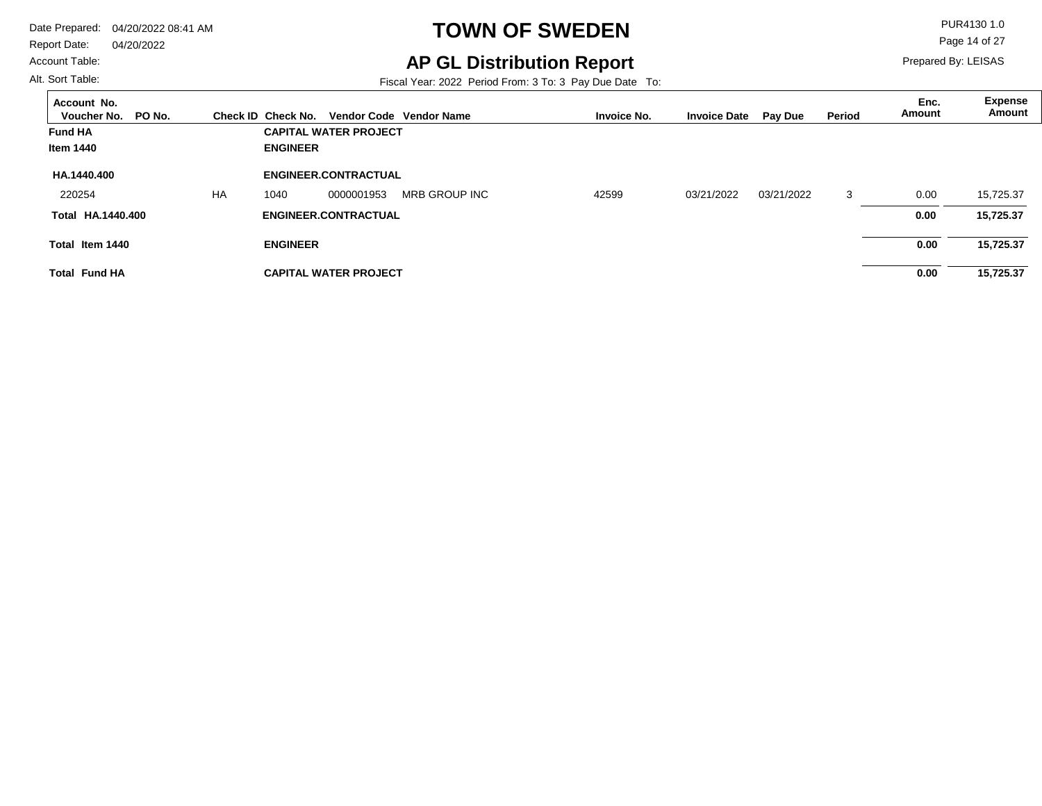# TOWN OF SWEDEN

## AP GL Distribution Report

Date Prepared: 04/20/2022 08:41 AM
Report Date: 04/20/2022
Account Table:
Alt. Sort Table:

PUR4130 1.0
Prepared By: LEISAS

Fiscal Year: 2022 Period From: 3 To: 3 Pay Due Date To:

| Account No. / Voucher No. | PO No. | Check ID | Check No. | Vendor Code | Vendor Name | Invoice No. | Invoice Date | Pay Due | Period | Enc. Amount | Expense Amount |
|---|---|---|---|---|---|---|---|---|---|---|---|
| **Fund HA** | | | **CAPITAL WATER PROJECT** | | | | | | | | |
| **Item 1440** | | | **ENGINEER** | | | | | | | | |
| **HA.1440.400** | | | **ENGINEER.CONTRACTUAL** | | | | | | | | |
| 220254 | | HA | 1040 | 0000001953 | MRB GROUP INC | 42599 | 03/21/2022 | 03/21/2022 | 3 | 0.00 | 15,725.37 |
| **Total HA.1440.400** | | | **ENGINEER.CONTRACTUAL** | | | | | | | **0.00** | **15,725.37** |
| **Total Item 1440** | | | **ENGINEER** | | | | | | | **0.00** | **15,725.37** |
| **Total Fund HA** | | | **CAPITAL WATER PROJECT** | | | | | | | **0.00** | **15,725.37** |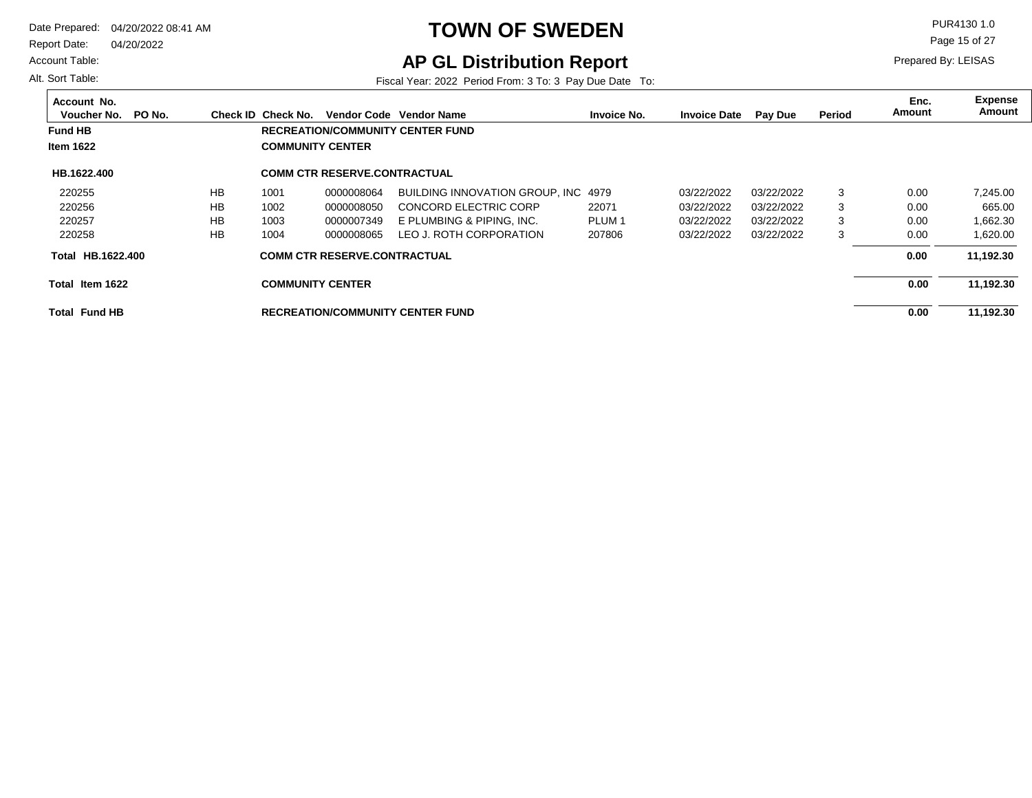# TOWN OF SWEDEN

## AP GL Distribution Report

Date Prepared: 04/20/2022 08:41 AM
Report Date: 04/20/2022
Account Table:
Alt. Sort Table:

PUR4130 1.0
Prepared By: LEISAS

Fiscal Year: 2022 Period From: 3 To: 3 Pay Due Date To:

| Account No. Voucher No. | PO No. | Check ID | Check No. | Vendor Code | Vendor Name | Invoice No. | Invoice Date | Pay Due | Period | Enc. Amount | Expense Amount |
|---|---|---|---|---|---|---|---|---|---|---|---|
| **Fund HB** | | | **RECREATION/COMMUNITY CENTER FUND** | | | | | | | | |
| **Item 1622** | | | **COMMUNITY CENTER** | | | | | | | | |
| **HB.1622.400** | | | **COMM CTR RESERVE.CONTRACTUAL** | | | | | | | | |
| 220255 | | HB | 1001 | 0000008064 | BUILDING INNOVATION GROUP, INC | 4979 | 03/22/2022 | 03/22/2022 | 3 | 0.00 | 7,245.00 |
| 220256 | | HB | 1002 | 0000008050 | CONCORD ELECTRIC CORP | 22071 | 03/22/2022 | 03/22/2022 | 3 | 0.00 | 665.00 |
| 220257 | | HB | 1003 | 0000007349 | E PLUMBING & PIPING, INC. | PLUM 1 | 03/22/2022 | 03/22/2022 | 3 | 0.00 | 1,662.30 |
| 220258 | | HB | 1004 | 0000008065 | LEO J. ROTH CORPORATION | 207806 | 03/22/2022 | 03/22/2022 | 3 | 0.00 | 1,620.00 |
| **Total HB.1622.400** | | | **COMM CTR RESERVE.CONTRACTUAL** | | | | | | | **0.00** | **11,192.30** |
| **Total Item 1622** | | | **COMMUNITY CENTER** | | | | | | | **0.00** | **11,192.30** |
| **Total Fund HB** | | | **RECREATION/COMMUNITY CENTER FUND** | | | | | | | **0.00** | **11,192.30** |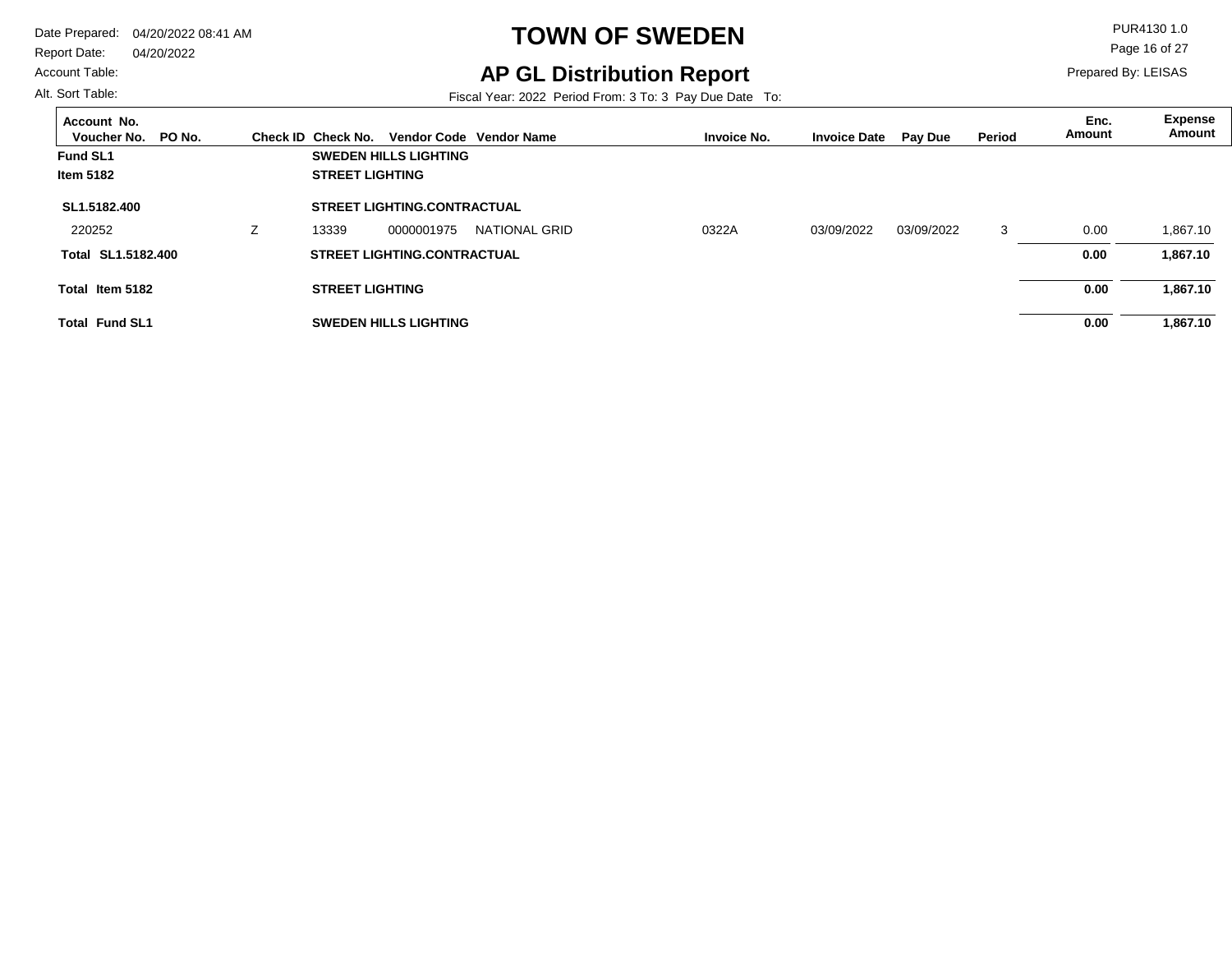# TOWN OF SWEDEN

## AP GL Distribution Report

Date Prepared: 04/20/2022 08:41 AM
Report Date: 04/20/2022
Account Table:
Alt. Sort Table:

PUR4130 1.0
Prepared By: LEISAS

Fiscal Year: 2022 Period From: 3 To: 3 Pay Due Date To:

| Account No. Voucher No. | PO No. | Check ID | Check No. | Vendor Code | Vendor Name | Invoice No. | Invoice Date | Pay Due | Period | Enc. Amount | Expense Amount |
|---|---|---|---|---|---|---|---|---|---|---|---|
| **Fund SL1** | | | **SWEDEN HILLS LIGHTING** | | | | | | | | |
| **Item 5182** | | | **STREET LIGHTING** | | | | | | | | |
| **SL1.5182.400** | | | **STREET LIGHTING.CONTRACTUAL** | | | | | | | | |
| 220252 | | Z | 13339 | 0000001975 | NATIONAL GRID | 0322A | 03/09/2022 | 03/09/2022 | 3 | 0.00 | 1,867.10 |
| **Total SL1.5182.400** | | | **STREET LIGHTING.CONTRACTUAL** | | | | | | | **0.00** | **1,867.10** |
| **Total Item 5182** | | | **STREET LIGHTING** | | | | | | | **0.00** | **1,867.10** |
| **Total Fund SL1** | | | **SWEDEN HILLS LIGHTING** | | | | | | | **0.00** | **1,867.10** |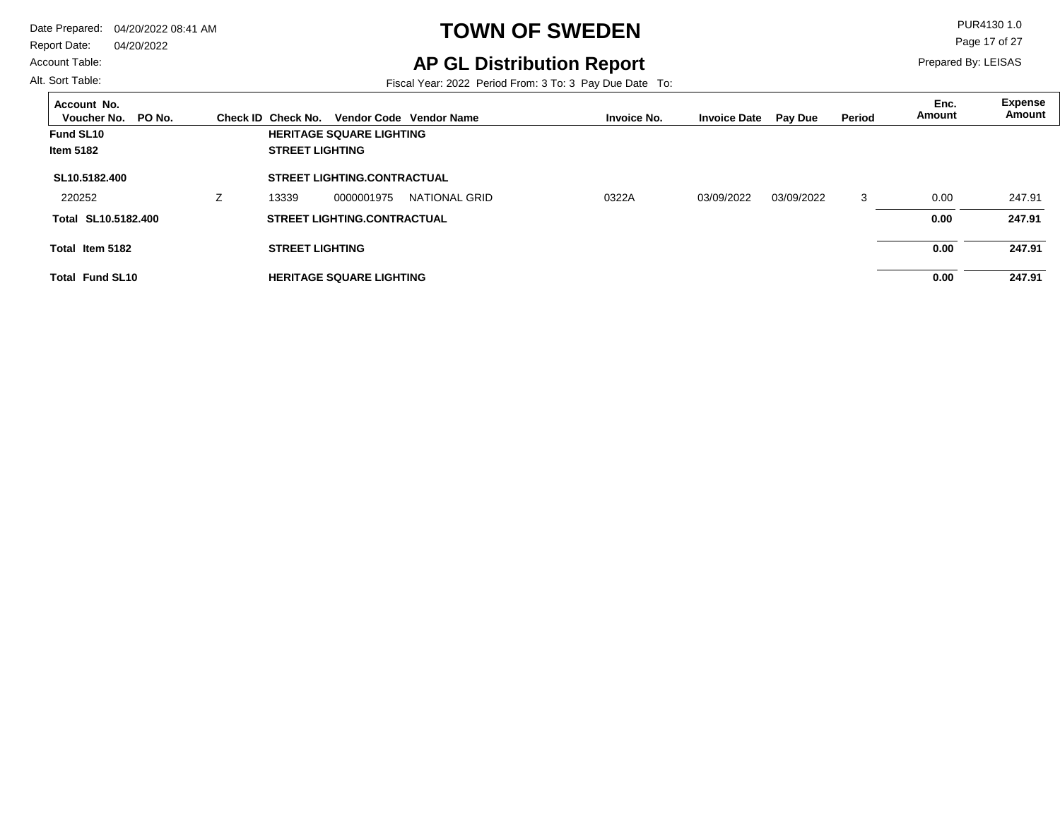# TOWN OF SWEDEN

## AP GL Distribution Report

Date Prepared: 04/20/2022 08:41 AM
Report Date: 04/20/2022
Account Table:
Alt. Sort Table:

PUR4130 1.0
Prepared By: LEISAS

Fiscal Year: 2022 Period From: 3 To: 3 Pay Due Date To:

| Account No. / Voucher No. | PO No. | Check ID | Check No. | Vendor Code | Vendor Name | Invoice No. | Invoice Date | Pay Due | Period | Enc. Amount | Expense Amount |
|---|---|---|---|---|---|---|---|---|---|---|---|
| **Fund SL10** | | | **HERITAGE SQUARE LIGHTING** | | | | | | | | |
| **Item 5182** | | | **STREET LIGHTING** | | | | | | | | |
| **SL10.5182.400** | | | **STREET LIGHTING.CONTRACTUAL** | | | | | | | | |
| 220252 | | Z | 13339 | 0000001975 | NATIONAL GRID | 0322A | 03/09/2022 | 03/09/2022 | 3 | 0.00 | 247.91 |
| **Total SL10.5182.400** | | | **STREET LIGHTING.CONTRACTUAL** | | | | | | | **0.00** | **247.91** |
| **Total Item 5182** | | | **STREET LIGHTING** | | | | | | | **0.00** | **247.91** |
| **Total Fund SL10** | | | **HERITAGE SQUARE LIGHTING** | | | | | | | **0.00** | **247.91** |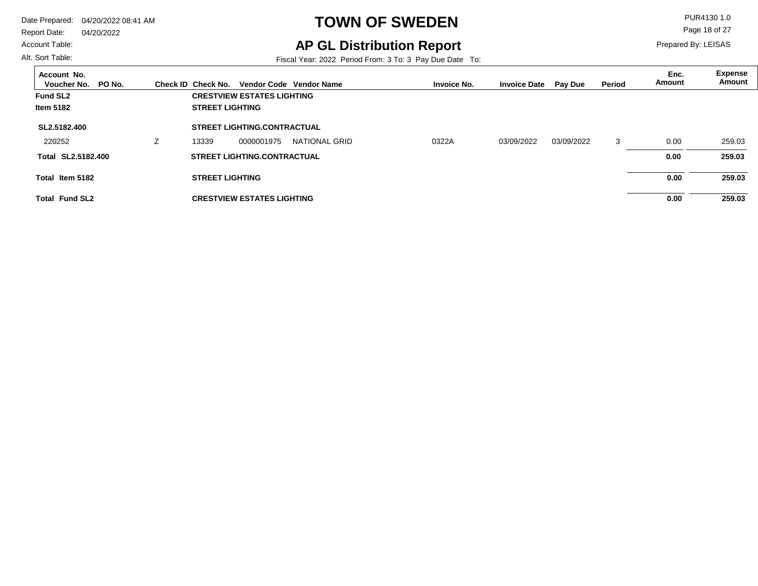# TOWN OF SWEDEN

## AP GL Distribution Report

Date Prepared: 04/20/2022 08:41 AM
Report Date: 04/20/2022
Account Table:
Alt. Sort Table:

PUR4130 1.0
Prepared By: LEISAS

Fiscal Year: 2022 Period From: 3 To: 3 Pay Due Date To:

| Account No. / Voucher No. | PO No. | Check ID | Check No. | Vendor Code | Vendor Name | Invoice No. | Invoice Date | Pay Due | Period | Enc. Amount | Expense Amount |
|---|---|---|---|---|---|---|---|---|---|---|---|
| **Fund SL2** | | | **CRESTVIEW ESTATES LIGHTING** | | | | | | | | |
| **Item 5182** | | | **STREET LIGHTING** | | | | | | | | |
| **SL2.5182.400** | | | **STREET LIGHTING.CONTRACTUAL** | | | | | | | | |
| 220252 | | Z | 13339 | 0000001975 | NATIONAL GRID | 0322A | 03/09/2022 | 03/09/2022 | 3 | 0.00 | 259.03 |
| **Total SL2.5182.400** | | | **STREET LIGHTING.CONTRACTUAL** | | | | | | | **0.00** | **259.03** |
| **Total Item 5182** | | | **STREET LIGHTING** | | | | | | | **0.00** | **259.03** |
| **Total Fund SL2** | | | **CRESTVIEW ESTATES LIGHTING** | | | | | | | **0.00** | **259.03** |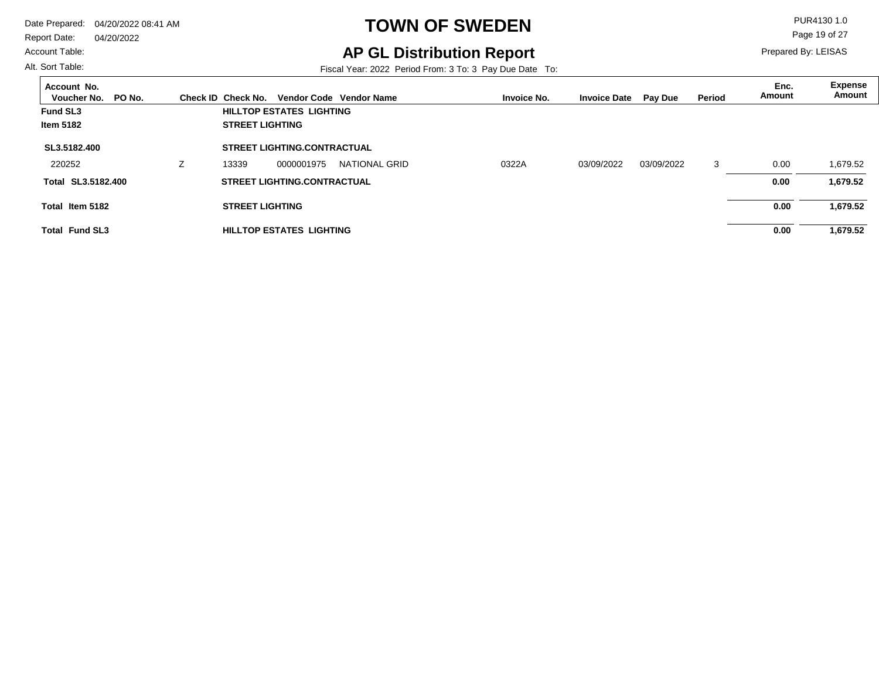# TOWN OF SWEDEN

## AP GL Distribution Report

Date Prepared: 04/20/2022 08:41 AM
Report Date: 04/20/2022
Account Table:
Alt. Sort Table:

PUR4130 1.0
Prepared By: LEISAS

Fiscal Year: 2022 Period From: 3 To: 3 Pay Due Date To:

| Account No. / Voucher No. | PO No. | Check ID | Check No. | Vendor Code | Vendor Name | Invoice No. | Invoice Date | Pay Due | Period | Enc. Amount | Expense Amount |
|---|---|---|---|---|---|---|---|---|---|---|---|
| **Fund SL3** | | | **HILLTOP ESTATES LIGHTING** | | | | | | | | |
| **Item 5182** | | | **STREET LIGHTING** | | | | | | | | |
| **SL3.5182.400** | | | **STREET LIGHTING.CONTRACTUAL** | | | | | | | | |
| 220252 | | Z | 13339 | 0000001975 | NATIONAL GRID | 0322A | 03/09/2022 | 03/09/2022 | 3 | 0.00 | 1,679.52 |
| **Total SL3.5182.400** | | | **STREET LIGHTING.CONTRACTUAL** | | | | | | | **0.00** | **1,679.52** |
| **Total Item 5182** | | | **STREET LIGHTING** | | | | | | | **0.00** | **1,679.52** |
| **Total Fund SL3** | | | **HILLTOP ESTATES LIGHTING** | | | | | | | **0.00** | **1,679.52** |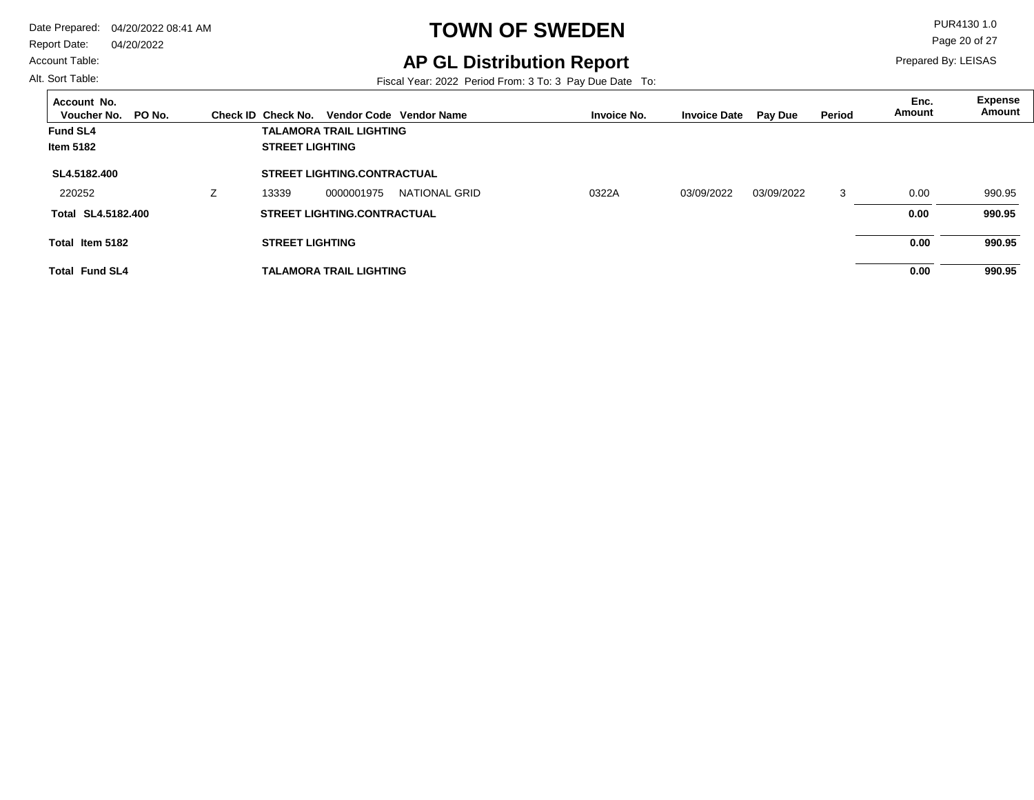# TOWN OF SWEDEN

## AP GL Distribution Report

Date Prepared: 04/20/2022 08:41 AM
Report Date: 04/20/2022
Account Table:
Alt. Sort Table:

PUR4130 1.0
Prepared By: LEISAS

Fiscal Year: 2022 Period From: 3 To: 3 Pay Due Date To:

| Account No. / Voucher No. | PO No. | Check ID | Check No. | Vendor Code | Vendor Name | Invoice No. | Invoice Date | Pay Due | Period | Enc. Amount | Expense Amount |
|---|---|---|---|---|---|---|---|---|---|---|---|
| **Fund SL4** | | | **TALAMORA TRAIL LIGHTING** | | | | | | | | |
| **Item 5182** | | | **STREET LIGHTING** | | | | | | | | |
| **SL4.5182.400** | | | **STREET LIGHTING.CONTRACTUAL** | | | | | | | | |
| 220252 | | Z | 13339 | 0000001975 | NATIONAL GRID | 0322A | 03/09/2022 | 03/09/2022 | 3 | 0.00 | 990.95 |
| **Total SL4.5182.400** | | | **STREET LIGHTING.CONTRACTUAL** | | | | | | | **0.00** | **990.95** |
| **Total Item 5182** | | | **STREET LIGHTING** | | | | | | | **0.00** | **990.95** |
| **Total Fund SL4** | | | **TALAMORA TRAIL LIGHTING** | | | | | | | **0.00** | **990.95** |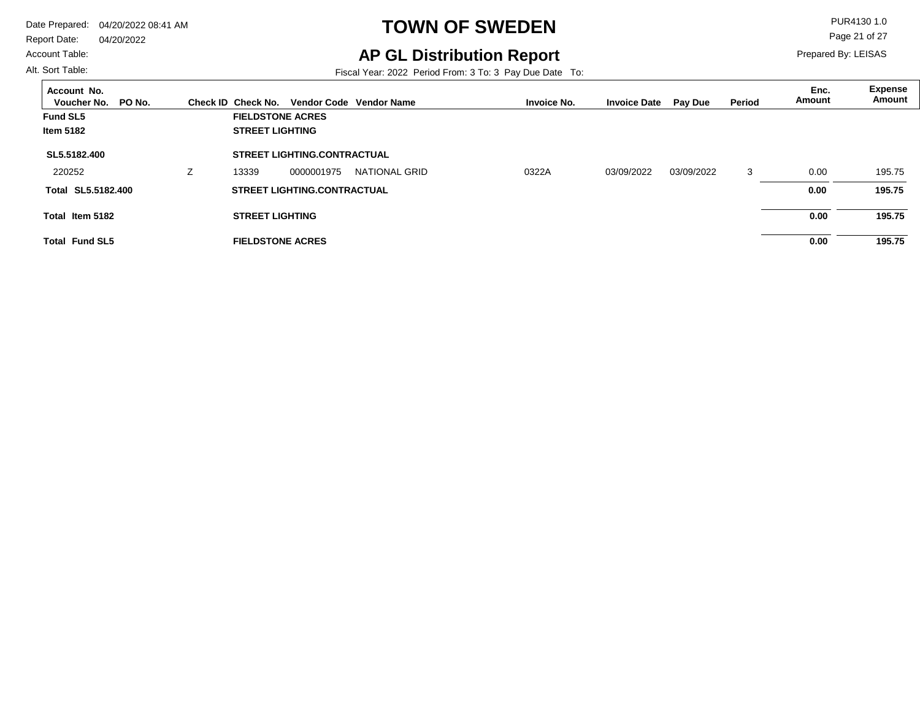# TOWN OF SWEDEN

## AP GL Distribution Report

Date Prepared: 04/20/2022 08:41 AM
Report Date: 04/20/2022
Account Table:
Alt. Sort Table:

PUR4130 1.0
Prepared By: LEISAS

Fiscal Year: 2022 Period From: 3 To: 3 Pay Due Date To:

| Account No. / Voucher No. | PO No. | Check ID | Check No. | Vendor Code | Vendor Name | Invoice No. | Invoice Date | Pay Due | Period | Enc. Amount | Expense Amount |
|---|---|---|---|---|---|---|---|---|---|---|---|
| **Fund SL5** | | | **FIELDSTONE ACRES** | | | | | | | | |
| **Item 5182** | | | **STREET LIGHTING** | | | | | | | | |
| **SL5.5182.400** | | | **STREET LIGHTING.CONTRACTUAL** | | | | | | | | |
| 220252 | | Z | 13339 | 0000001975 | NATIONAL GRID | 0322A | 03/09/2022 | 03/09/2022 | 3 | 0.00 | 195.75 |
| **Total SL5.5182.400** | | | **STREET LIGHTING.CONTRACTUAL** | | | | | | | **0.00** | **195.75** |
| **Total Item 5182** | | | **STREET LIGHTING** | | | | | | | **0.00** | **195.75** |
| **Total Fund SL5** | | | **FIELDSTONE ACRES** | | | | | | | **0.00** | **195.75** |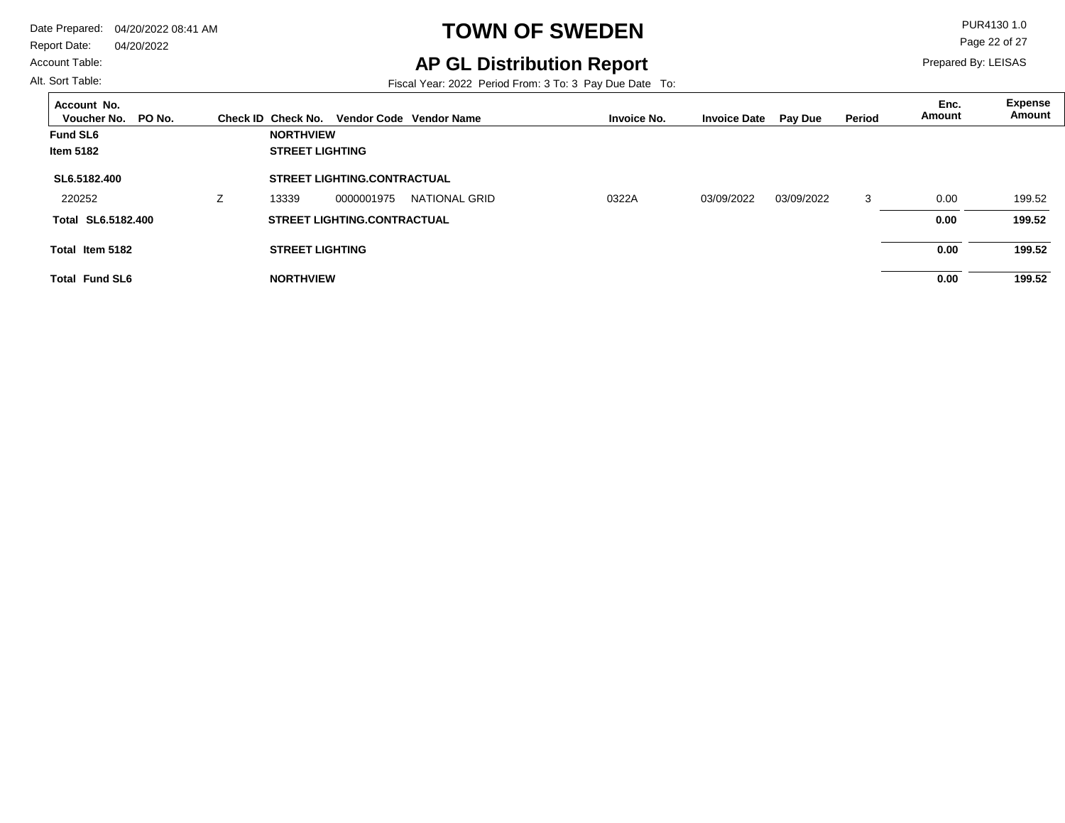# TOWN OF SWEDEN

## AP GL Distribution Report

Date Prepared: 04/20/2022 08:41 AM
Report Date: 04/20/2022
Account Table:
Alt. Sort Table:

PUR4130 1.0
Prepared By: LEISAS

Fiscal Year: 2022 Period From: 3 To: 3 Pay Due Date To:

| Account No. / Voucher No. | PO No. | Check ID | Check No. | Vendor Code | Vendor Name | Invoice No. | Invoice Date | Pay Due | Period | Enc. Amount | Expense Amount |
|---|---|---|---|---|---|---|---|---|---|---|---|
| **Fund SL6** | | | **NORTHVIEW** | | | | | | | | |
| **Item 5182** | | | **STREET LIGHTING** | | | | | | | | |
| **SL6.5182.400** | | | **STREET LIGHTING.CONTRACTUAL** | | | | | | | | |
| 220252 | | Z | 13339 | 0000001975 | NATIONAL GRID | 0322A | 03/09/2022 | 03/09/2022 | 3 | 0.00 | 199.52 |
| **Total SL6.5182.400** | | | **STREET LIGHTING.CONTRACTUAL** | | | | | | | **0.00** | **199.52** |
| **Total Item 5182** | | | **STREET LIGHTING** | | | | | | | **0.00** | **199.52** |
| **Total Fund SL6** | | | **NORTHVIEW** | | | | | | | **0.00** | **199.52** |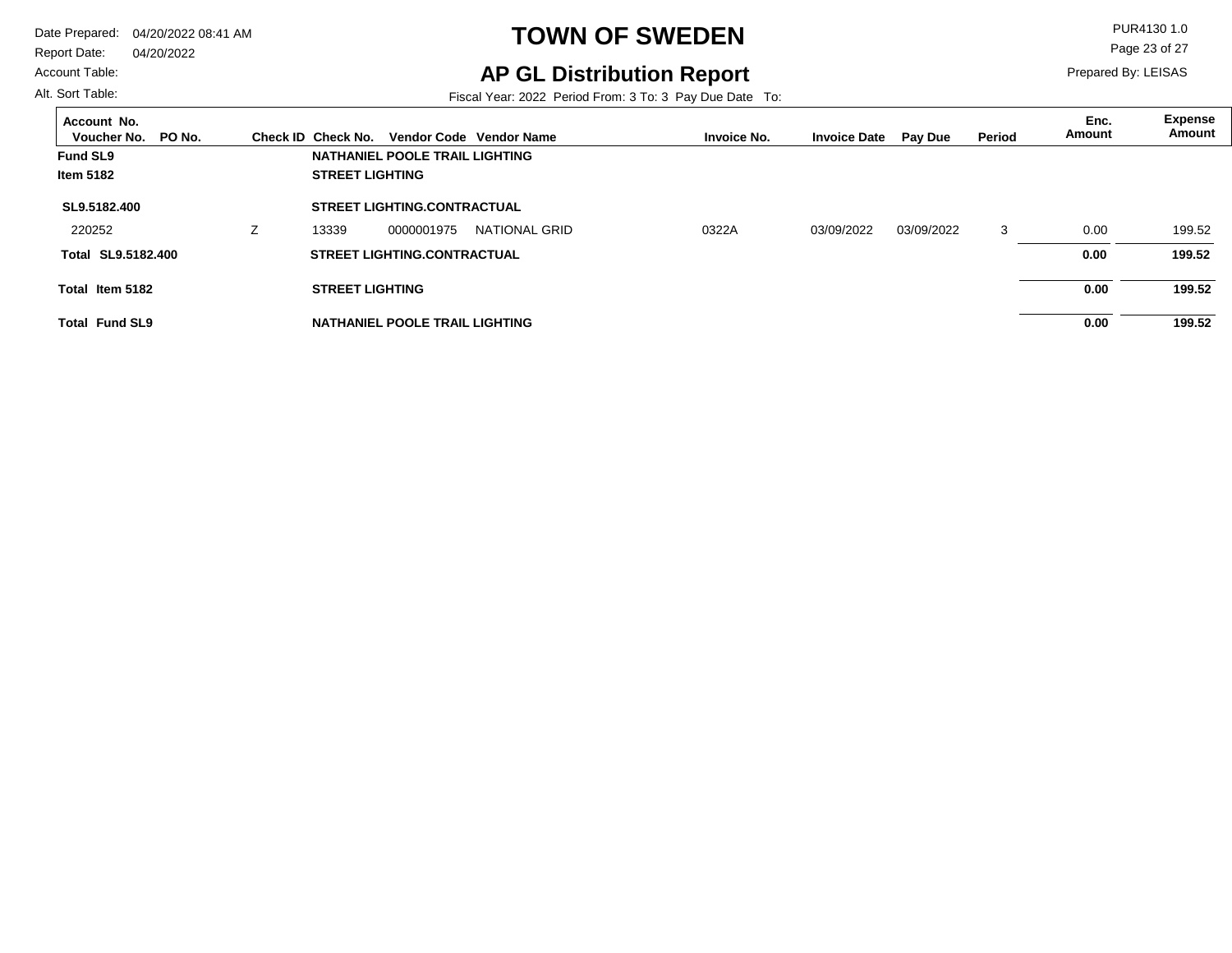# TOWN OF SWEDEN

## AP GL Distribution Report

Date Prepared: 04/20/2022 08:41 AM
Report Date: 04/20/2022
Account Table:
Alt. Sort Table:

PUR4130 1.0
Prepared By: LEISAS

Fiscal Year: 2022 Period From: 3 To: 3 Pay Due Date To:

| Account No. / Voucher No. | PO No. | Check ID | Check No. | Vendor Code | Vendor Name | Invoice No. | Invoice Date | Pay Due | Period | Enc. Amount | Expense Amount |
|---|---|---|---|---|---|---|---|---|---|---|---|
| **Fund SL9** | | | **NATHANIEL POOLE TRAIL LIGHTING** | | | | | | | | |
| **Item 5182** | | | **STREET LIGHTING** | | | | | | | | |
| **SL9.5182.400** | | | **STREET LIGHTING.CONTRACTUAL** | | | | | | | | |
| 220252 | | Z | 13339 | 0000001975 | NATIONAL GRID | 0322A | 03/09/2022 | 03/09/2022 | 3 | 0.00 | 199.52 |
| **Total SL9.5182.400** | | | **STREET LIGHTING.CONTRACTUAL** | | | | | | | **0.00** | **199.52** |
| **Total Item 5182** | | | **STREET LIGHTING** | | | | | | | **0.00** | **199.52** |
| **Total Fund SL9** | | | **NATHANIEL POOLE TRAIL LIGHTING** | | | | | | | **0.00** | **199.52** |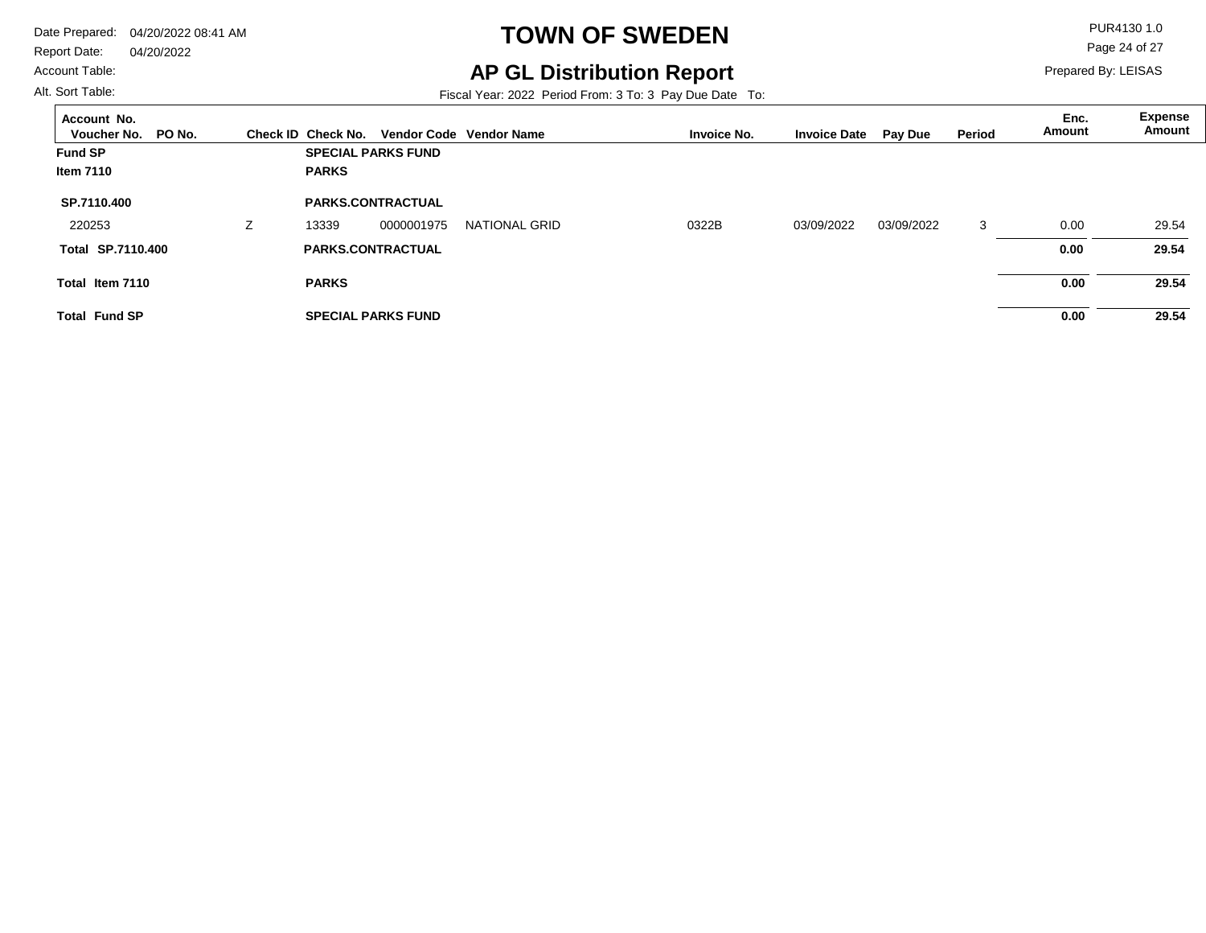# TOWN OF SWEDEN

## AP GL Distribution Report

Date Prepared: 04/20/2022 08:41 AM
Report Date: 04/20/2022
Account Table:
Alt. Sort Table:

PUR4130 1.0
Prepared By: LEISAS

Fiscal Year: 2022 Period From: 3 To: 3 Pay Due Date To:

| Account No. / Voucher No. | PO No. | Check ID | Check No. | Vendor Code | Vendor Name | Invoice No. | Invoice Date | Pay Due | Period | Enc. Amount | Expense Amount |
|---|---|---|---|---|---|---|---|---|---|---|---|
| **Fund SP** | | | **SPECIAL PARKS FUND** | | | | | | | | |
| **Item 7110** | | | **PARKS** | | | | | | | | |
| **SP.7110.400** | | | **PARKS.CONTRACTUAL** | | | | | | | | |
| 220253 | | Z | 13339 | 0000001975 | NATIONAL GRID | 0322B | 03/09/2022 | 03/09/2022 | 3 | 0.00 | 29.54 |
| **Total SP.7110.400** | | | **PARKS.CONTRACTUAL** | | | | | | | **0.00** | **29.54** |
| **Total Item 7110** | | | **PARKS** | | | | | | | **0.00** | **29.54** |
| **Total Fund SP** | | | **SPECIAL PARKS FUND** | | | | | | | **0.00** | **29.54** |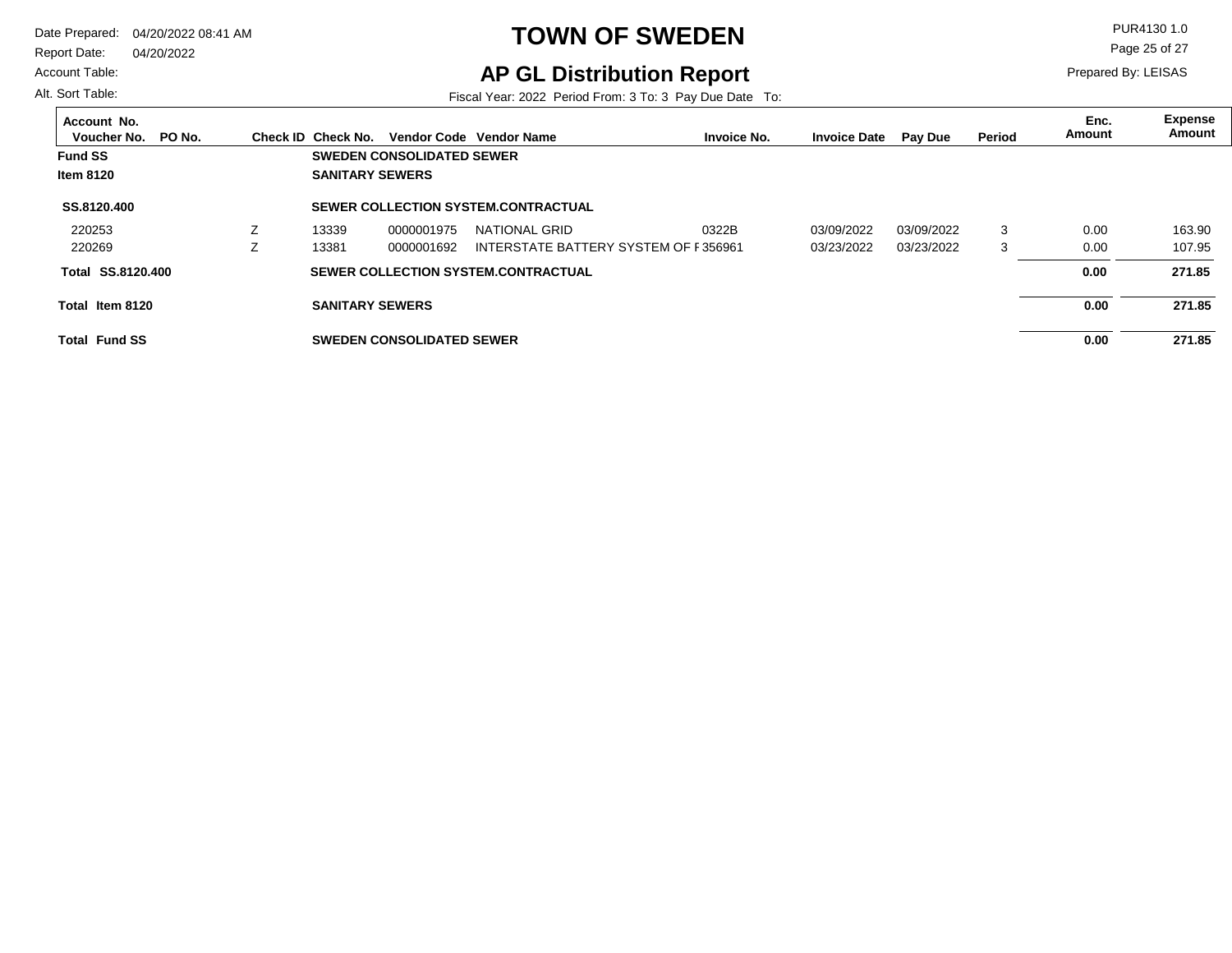# TOWN OF SWEDEN

## AP GL Distribution Report

Date Prepared: 04/20/2022 08:41 AM
Report Date: 04/20/2022
Account Table:
Alt. Sort Table:

PUR4130 1.0
Prepared By: LEISAS

Fiscal Year: 2022 Period From: 3 To: 3 Pay Due Date To:

| Account No. / Voucher No. | PO No. | Check ID | Check No. | Vendor Code | Vendor Name | Invoice No. | Invoice Date | Pay Due | Period | Enc. Amount | Expense Amount |
|---|---|---|---|---|---|---|---|---|---|---|---|
| **Fund SS** | | | **SWEDEN CONSOLIDATED SEWER** | | | | | | | | |
| **Item 8120** | | | **SANITARY SEWERS** | | | | | | | | |
| **SS.8120.400** | | | **SEWER COLLECTION SYSTEM.CONTRACTUAL** | | | | | | | | |
| 220253 | | Z | 13339 | 0000001975 | NATIONAL GRID | 0322B | 03/09/2022 | 03/09/2022 | 3 | 0.00 | 163.90 |
| 220269 | | Z | 13381 | 0000001692 | INTERSTATE BATTERY SYSTEM OF F | 356961 | 03/23/2022 | 03/23/2022 | 3 | 0.00 | 107.95 |
| **Total SS.8120.400** | | | **SEWER COLLECTION SYSTEM.CONTRACTUAL** | | | | | | | **0.00** | **271.85** |
| **Total Item 8120** | | | **SANITARY SEWERS** | | | | | | | **0.00** | **271.85** |
| **Total Fund SS** | | | **SWEDEN CONSOLIDATED SEWER** | | | | | | | **0.00** | **271.85** |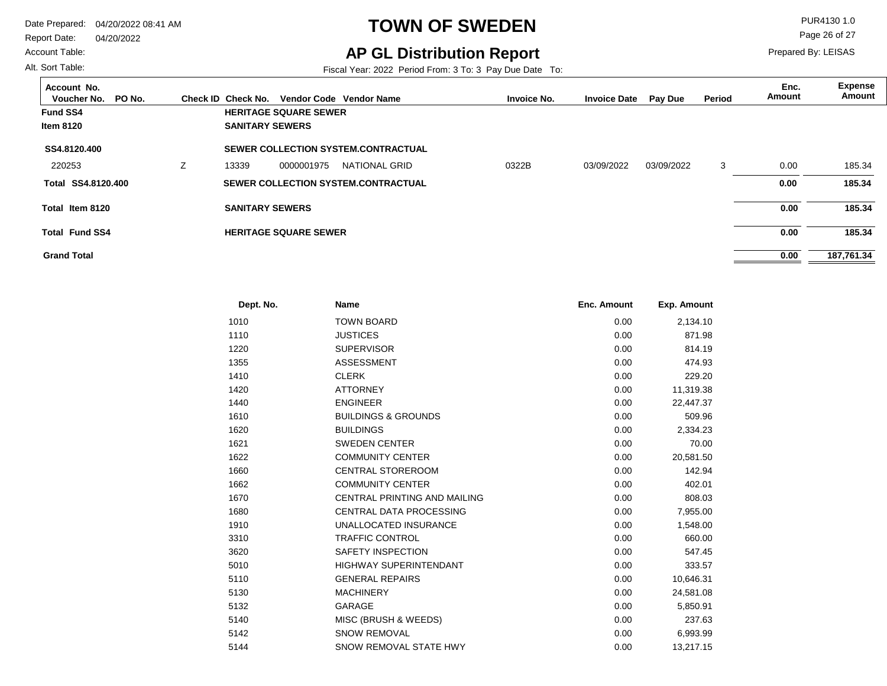# TOWN OF SWEDEN

## AP GL Distribution Report

Date Prepared: 04/20/2022 08:41 AM
Report Date: 04/20/2022
Account Table:
Alt. Sort Table:

PUR4130 1.0
Prepared By: LEISAS

Fiscal Year: 2022 Period From: 3 To: 3 Pay Due Date To:

| Account No. Voucher No. | PO No. | Check ID | Check No. | Vendor Code | Vendor Name | Invoice No. | Invoice Date | Pay Due | Period | Enc. Amount | Expense Amount |
|---|---|---|---|---|---|---|---|---|---|---|---|
| **Fund SS4** | | | **HERITAGE SQUARE SEWER** | | | | | | | | |
| **Item 8120** | | | **SANITARY SEWERS** | | | | | | | | |
| **SS4.8120.400** | | | **SEWER COLLECTION SYSTEM.CONTRACTUAL** | | | | | | | | |
| 220253 | | Z | 13339 | 0000001975 | NATIONAL GRID | 0322B | 03/09/2022 | 03/09/2022 | 3 | 0.00 | 185.34 |
| **Total SS4.8120.400** | | | **SEWER COLLECTION SYSTEM.CONTRACTUAL** | | | | | | | **0.00** | **185.34** |
| **Total Item 8120** | | | **SANITARY SEWERS** | | | | | | | **0.00** | **185.34** |
| **Total Fund SS4** | | | **HERITAGE SQUARE SEWER** | | | | | | | **0.00** | **185.34** |
| **Grand Total** | | | | | | | | | | **0.00** | **187,761.34** |

| Dept. No. | Name | Enc. Amount | Exp. Amount |
|---|---|---|---|
| 1010 | TOWN BOARD | 0.00 | 2,134.10 |
| 1110 | JUSTICES | 0.00 | 871.98 |
| 1220 | SUPERVISOR | 0.00 | 814.19 |
| 1355 | ASSESSMENT | 0.00 | 474.93 |
| 1410 | CLERK | 0.00 | 229.20 |
| 1420 | ATTORNEY | 0.00 | 11,319.38 |
| 1440 | ENGINEER | 0.00 | 22,447.37 |
| 1610 | BUILDINGS & GROUNDS | 0.00 | 509.96 |
| 1620 | BUILDINGS | 0.00 | 2,334.23 |
| 1621 | SWEDEN CENTER | 0.00 | 70.00 |
| 1622 | COMMUNITY CENTER | 0.00 | 20,581.50 |
| 1660 | CENTRAL STOREROOM | 0.00 | 142.94 |
| 1662 | COMMUNITY CENTER | 0.00 | 402.01 |
| 1670 | CENTRAL PRINTING AND MAILING | 0.00 | 808.03 |
| 1680 | CENTRAL DATA PROCESSING | 0.00 | 7,955.00 |
| 1910 | UNALLOCATED INSURANCE | 0.00 | 1,548.00 |
| 3310 | TRAFFIC CONTROL | 0.00 | 660.00 |
| 3620 | SAFETY INSPECTION | 0.00 | 547.45 |
| 5010 | HIGHWAY SUPERINTENDANT | 0.00 | 333.57 |
| 5110 | GENERAL REPAIRS | 0.00 | 10,646.31 |
| 5130 | MACHINERY | 0.00 | 24,581.08 |
| 5132 | GARAGE | 0.00 | 5,850.91 |
| 5140 | MISC (BRUSH & WEEDS) | 0.00 | 237.63 |
| 5142 | SNOW REMOVAL | 0.00 | 6,993.99 |
| 5144 | SNOW REMOVAL STATE HWY | 0.00 | 13,217.15 |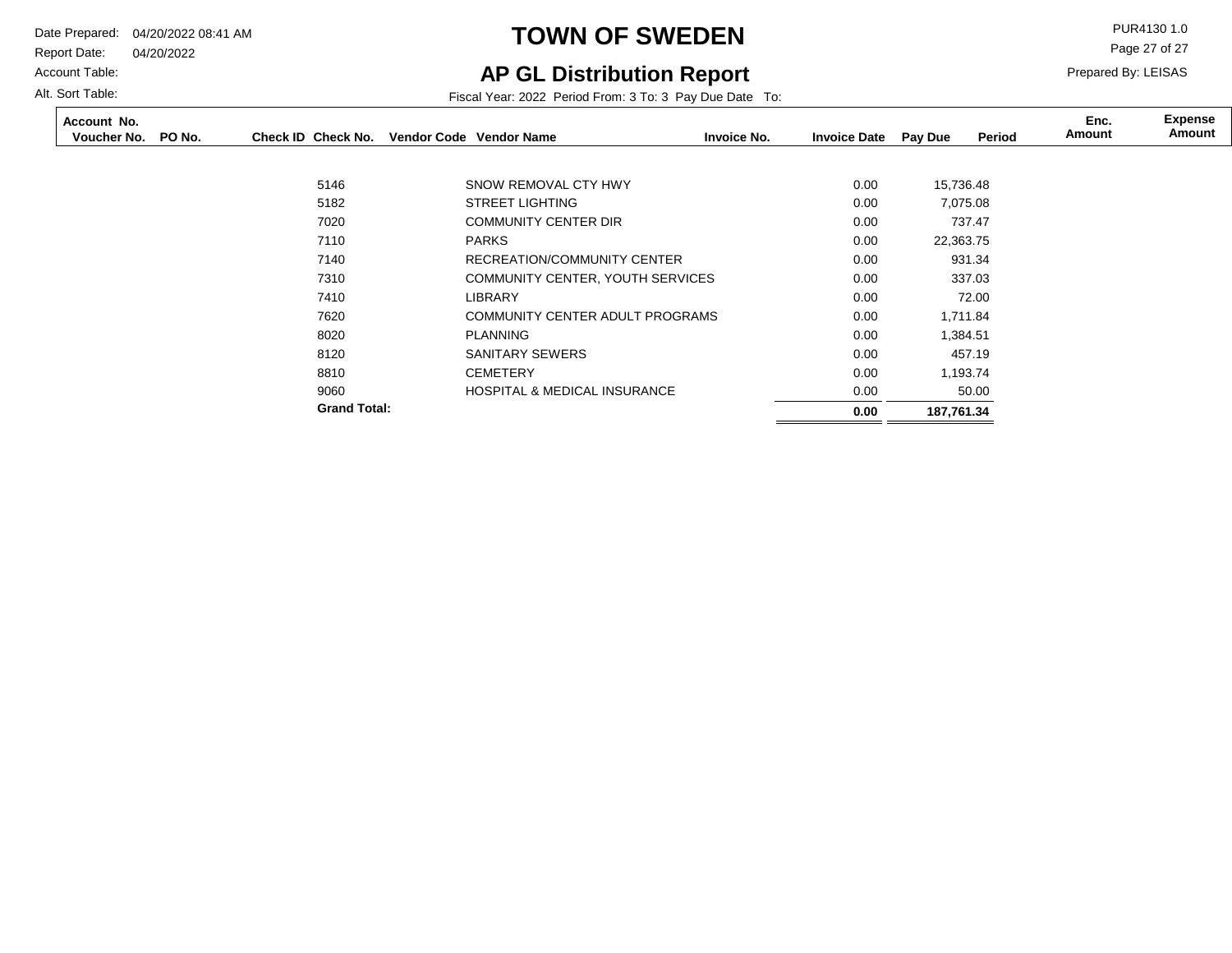# TOWN OF SWEDEN

## AP GL Distribution Report

Date Prepared: 04/20/2022 08:41 AM
Report Date: 04/20/2022
Account Table:
Alt. Sort Table:

PUR4130 1.0
Prepared By: LEISAS

Fiscal Year: 2022 Period From: 3 To: 3 Pay Due Date To:

| Account No. / Voucher No. | PO No. | Check ID | Check No. | Vendor Code | Vendor Name | Invoice No. | Invoice Date | Pay Due | Period | Enc. Amount | Expense Amount |
|---|---|---|---|---|---|---|---|---|---|---|---|

| | | | |
|---|---|---|---|
| 5146 | SNOW REMOVAL CTY HWY | 0.00 | 15,736.48 |
| 5182 | STREET LIGHTING | 0.00 | 7,075.08 |
| 7020 | COMMUNITY CENTER DIR | 0.00 | 737.47 |
| 7110 | PARKS | 0.00 | 22,363.75 |
| 7140 | RECREATION/COMMUNITY CENTER | 0.00 | 931.34 |
| 7310 | COMMUNITY CENTER, YOUTH SERVICES | 0.00 | 337.03 |
| 7410 | LIBRARY | 0.00 | 72.00 |
| 7620 | COMMUNITY CENTER ADULT PROGRAMS | 0.00 | 1,711.84 |
| 8020 | PLANNING | 0.00 | 1,384.51 |
| 8120 | SANITARY SEWERS | 0.00 | 457.19 |
| 8810 | CEMETERY | 0.00 | 1,193.74 |
| 9060 | HOSPITAL & MEDICAL INSURANCE | 0.00 | 50.00 |
| **Grand Total:** | | **0.00** | **187,761.34** |